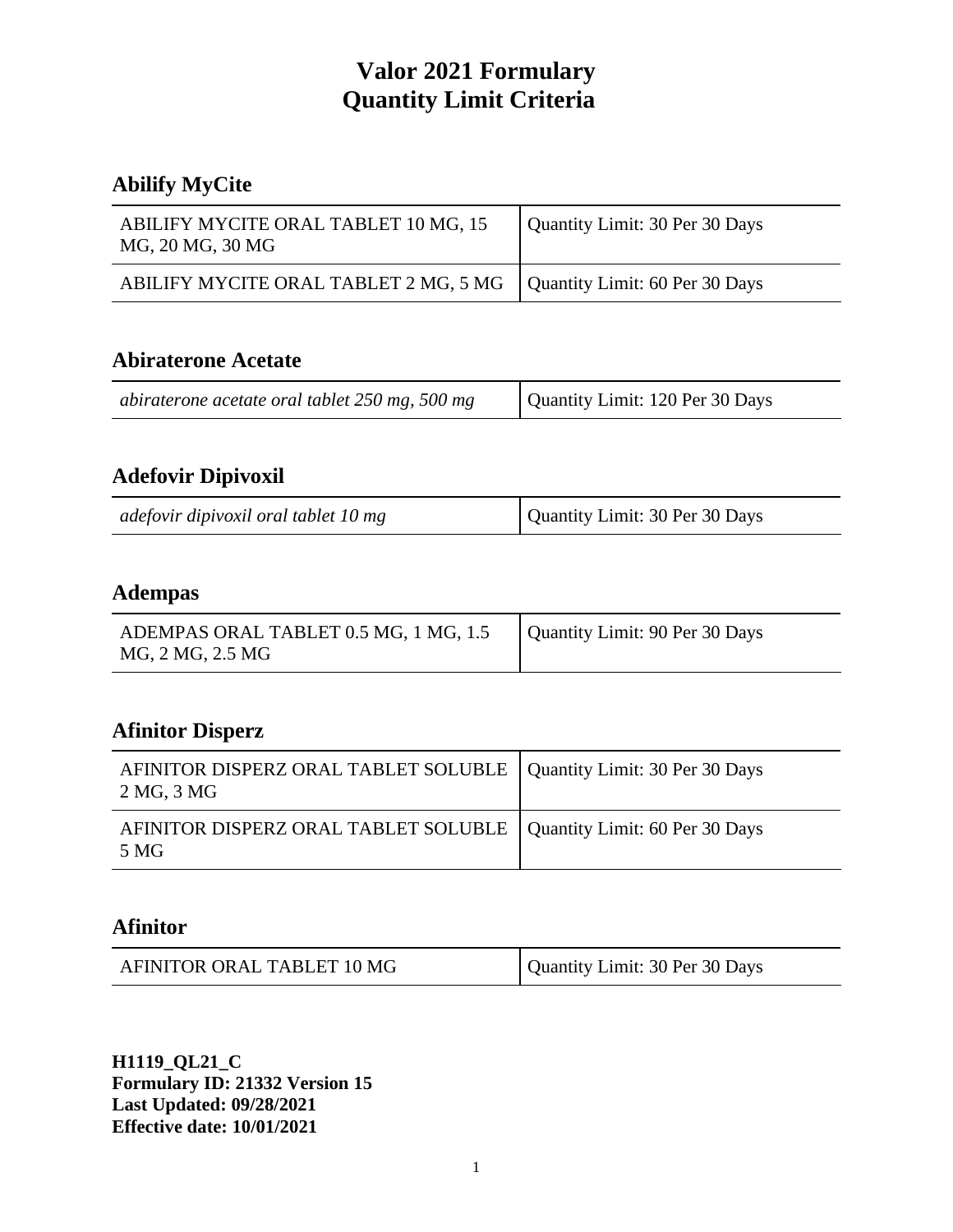# Valor 2021 Formulary
# Quantity Limit Criteria

## Abilify MyCite

| | |
|---|---|
| ABILIFY MYCITE ORAL TABLET 10 MG, 15 MG, 20 MG, 30 MG | Quantity Limit: 30 Per 30 Days |
| ABILIFY MYCITE ORAL TABLET 2 MG, 5 MG | Quantity Limit: 60 Per 30 Days |

## Abiraterone Acetate

| | |
|---|---|
| *abiraterone acetate oral tablet 250 mg, 500 mg* | Quantity Limit: 120 Per 30 Days |

## Adefovir Dipivoxil

| | |
|---|---|
| *adefovir dipivoxil oral tablet 10 mg* | Quantity Limit: 30 Per 30 Days |

## Adempas

| | |
|---|---|
| ADEMPAS ORAL TABLET 0.5 MG, 1 MG, 1.5 MG, 2 MG, 2.5 MG | Quantity Limit: 90 Per 30 Days |

## Afinitor Disperz

| | |
|---|---|
| AFINITOR DISPERZ ORAL TABLET SOLUBLE 2 MG, 3 MG | Quantity Limit: 30 Per 30 Days |
| AFINITOR DISPERZ ORAL TABLET SOLUBLE 5 MG | Quantity Limit: 60 Per 30 Days |

## Afinitor

| | |
|---|---|
| AFINITOR ORAL TABLET 10 MG | Quantity Limit: 30 Per 30 Days |

**H1119_QL21_C**
**Formulary ID: 21332 Version 15**
**Last Updated: 09/28/2021**
**Effective date: 10/01/2021**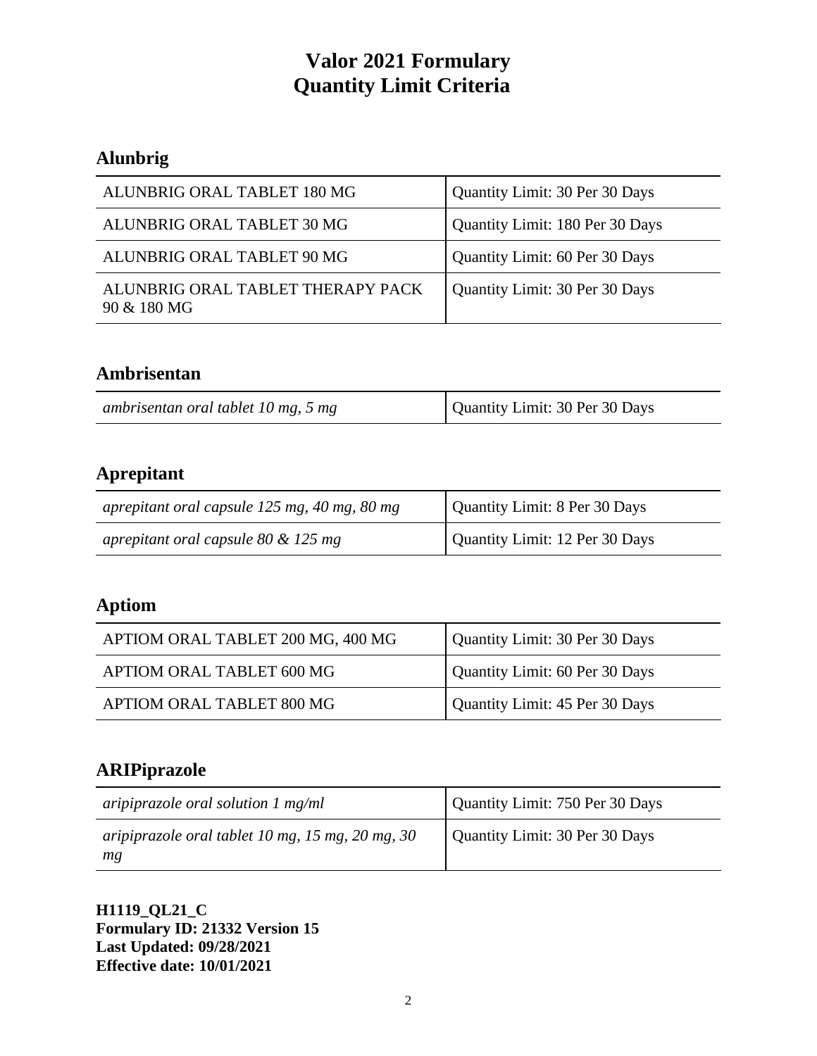# Valor 2021 Formulary
# Quantity Limit Criteria

## Alunbrig

| | |
|---|---|
| ALUNBRIG ORAL TABLET 180 MG | Quantity Limit: 30 Per 30 Days |
| ALUNBRIG ORAL TABLET 30 MG | Quantity Limit: 180 Per 30 Days |
| ALUNBRIG ORAL TABLET 90 MG | Quantity Limit: 60 Per 30 Days |
| ALUNBRIG ORAL TABLET THERAPY PACK 90 & 180 MG | Quantity Limit: 30 Per 30 Days |

## Ambrisentan

| | |
|---|---|
| *ambrisentan oral tablet 10 mg, 5 mg* | Quantity Limit: 30 Per 30 Days |

## Aprepitant

| | |
|---|---|
| *aprepitant oral capsule 125 mg, 40 mg, 80 mg* | Quantity Limit: 8 Per 30 Days |
| *aprepitant oral capsule 80 & 125 mg* | Quantity Limit: 12 Per 30 Days |

## Aptiom

| | |
|---|---|
| APTIOM ORAL TABLET 200 MG, 400 MG | Quantity Limit: 30 Per 30 Days |
| APTIOM ORAL TABLET 600 MG | Quantity Limit: 60 Per 30 Days |
| APTIOM ORAL TABLET 800 MG | Quantity Limit: 45 Per 30 Days |

## ARIPiprazole

| | |
|---|---|
| *aripiprazole oral solution 1 mg/ml* | Quantity Limit: 750 Per 30 Days |
| *aripiprazole oral tablet 10 mg, 15 mg, 20 mg, 30 mg* | Quantity Limit: 30 Per 30 Days |

**H1119_QL21_C**
**Formulary ID: 21332 Version 15**
**Last Updated: 09/28/2021**
**Effective date: 10/01/2021**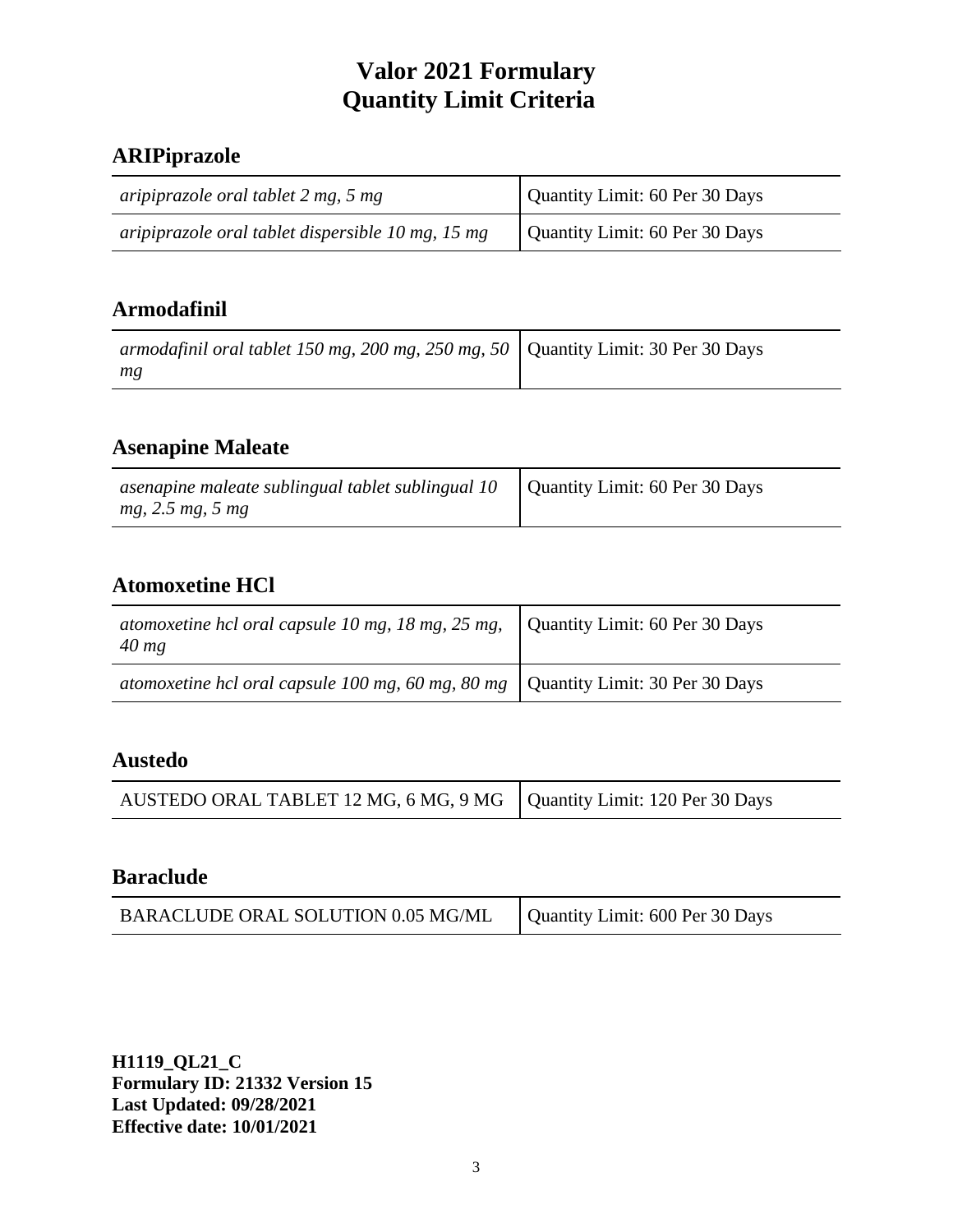# Valor 2021 Formulary
# Quantity Limit Criteria

## ARIPiprazole

| | |
|---|---|
| *aripiprazole oral tablet 2 mg, 5 mg* | Quantity Limit: 60 Per 30 Days |
| *aripiprazole oral tablet dispersible 10 mg, 15 mg* | Quantity Limit: 60 Per 30 Days |

## Armodafinil

| | |
|---|---|
| *armodafinil oral tablet 150 mg, 200 mg, 250 mg, 50 mg* | Quantity Limit: 30 Per 30 Days |

## Asenapine Maleate

| | |
|---|---|
| *asenapine maleate sublingual tablet sublingual 10 mg, 2.5 mg, 5 mg* | Quantity Limit: 60 Per 30 Days |

## Atomoxetine HCl

| | |
|---|---|
| *atomoxetine hcl oral capsule 10 mg, 18 mg, 25 mg, 40 mg* | Quantity Limit: 60 Per 30 Days |
| *atomoxetine hcl oral capsule 100 mg, 60 mg, 80 mg* | Quantity Limit: 30 Per 30 Days |

## Austedo

| | |
|---|---|
| AUSTEDO ORAL TABLET 12 MG, 6 MG, 9 MG | Quantity Limit: 120 Per 30 Days |

## Baraclude

| | |
|---|---|
| BARACLUDE ORAL SOLUTION 0.05 MG/ML | Quantity Limit: 600 Per 30 Days |

**H1119_QL21_C**
**Formulary ID: 21332 Version 15**
**Last Updated: 09/28/2021**
**Effective date: 10/01/2021**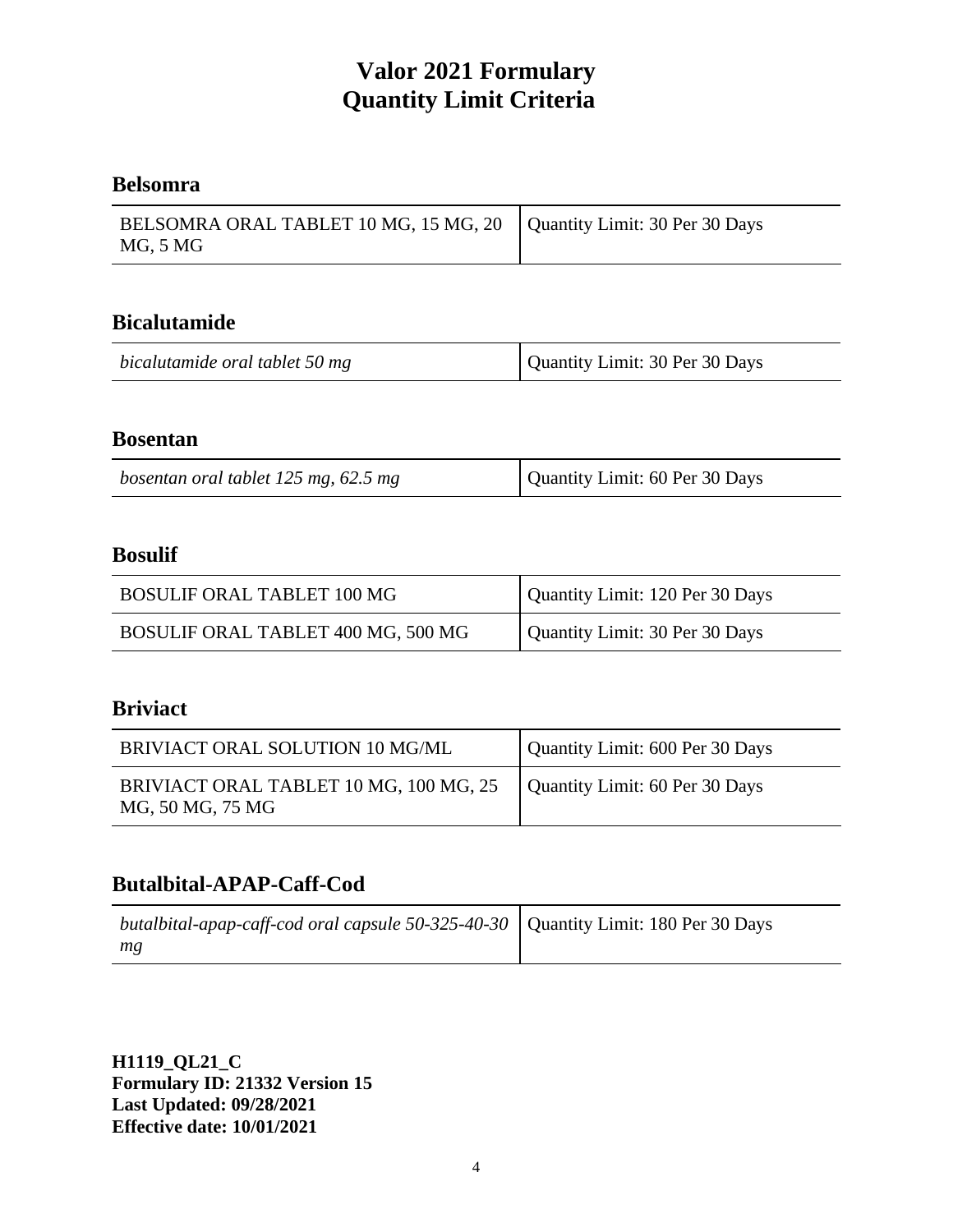# Valor 2021 Formulary
# Quantity Limit Criteria

## Belsomra

| | |
|---|---|
| BELSOMRA ORAL TABLET 10 MG, 15 MG, 20 MG, 5 MG | Quantity Limit: 30 Per 30 Days |

## Bicalutamide

| | |
|---|---|
| *bicalutamide oral tablet 50 mg* | Quantity Limit: 30 Per 30 Days |

## Bosentan

| | |
|---|---|
| *bosentan oral tablet 125 mg, 62.5 mg* | Quantity Limit: 60 Per 30 Days |

## Bosulif

| | |
|---|---|
| BOSULIF ORAL TABLET 100 MG | Quantity Limit: 120 Per 30 Days |
| BOSULIF ORAL TABLET 400 MG, 500 MG | Quantity Limit: 30 Per 30 Days |

## Briviact

| | |
|---|---|
| BRIVIACT ORAL SOLUTION 10 MG/ML | Quantity Limit: 600 Per 30 Days |
| BRIVIACT ORAL TABLET 10 MG, 100 MG, 25 MG, 50 MG, 75 MG | Quantity Limit: 60 Per 30 Days |

## Butalbital-APAP-Caff-Cod

| | |
|---|---|
| *butalbital-apap-caff-cod oral capsule 50-325-40-30 mg* | Quantity Limit: 180 Per 30 Days |

**H1119_QL21_C**
**Formulary ID: 21332 Version 15**
**Last Updated: 09/28/2021**
**Effective date: 10/01/2021**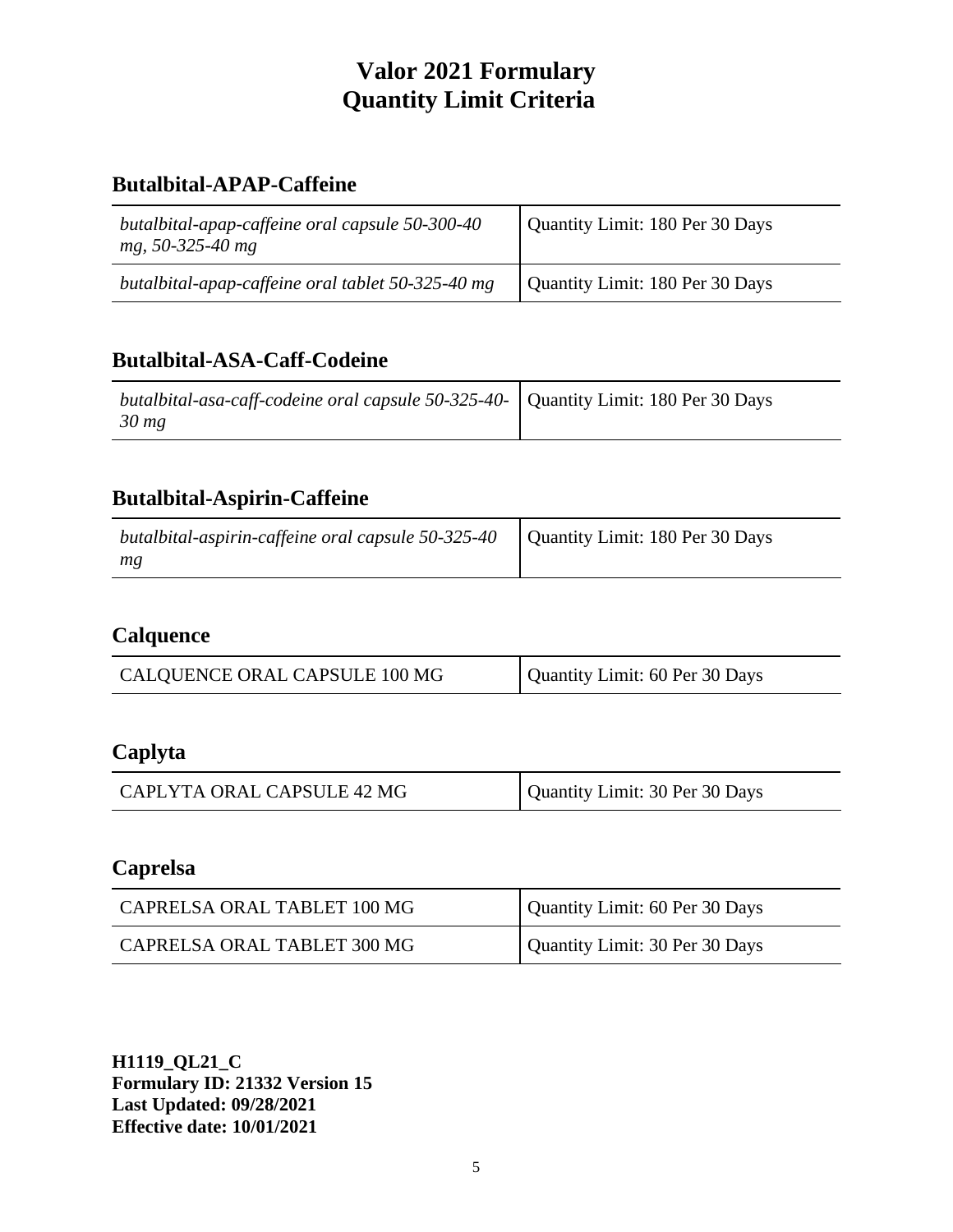# Valor 2021 Formulary
# Quantity Limit Criteria

## Butalbital-APAP-Caffeine

| | |
|---|---|
| *butalbital-apap-caffeine oral capsule 50-300-40 mg, 50-325-40 mg* | Quantity Limit: 180 Per 30 Days |
| *butalbital-apap-caffeine oral tablet 50-325-40 mg* | Quantity Limit: 180 Per 30 Days |

## Butalbital-ASA-Caff-Codeine

| | |
|---|---|
| *butalbital-asa-caff-codeine oral capsule 50-325-40-30 mg* | Quantity Limit: 180 Per 30 Days |

## Butalbital-Aspirin-Caffeine

| | |
|---|---|
| *butalbital-aspirin-caffeine oral capsule 50-325-40 mg* | Quantity Limit: 180 Per 30 Days |

## Calquence

| | |
|---|---|
| CALQUENCE ORAL CAPSULE 100 MG | Quantity Limit: 60 Per 30 Days |

## Caplyta

| | |
|---|---|
| CAPLYTA ORAL CAPSULE 42 MG | Quantity Limit: 30 Per 30 Days |

## Caprelsa

| | |
|---|---|
| CAPRELSA ORAL TABLET 100 MG | Quantity Limit: 60 Per 30 Days |
| CAPRELSA ORAL TABLET 300 MG | Quantity Limit: 30 Per 30 Days |

**H1119_QL21_C**
**Formulary ID: 21332 Version 15**
**Last Updated: 09/28/2021**
**Effective date: 10/01/2021**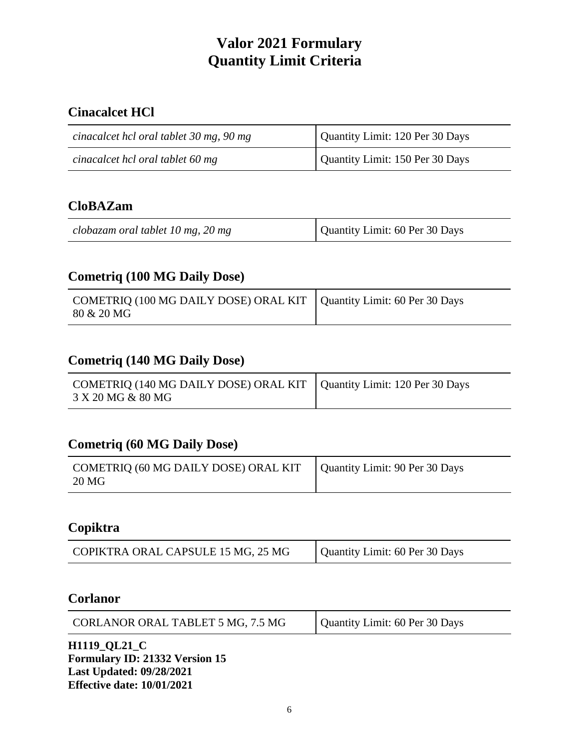# Valor 2021 Formulary
# Quantity Limit Criteria

## Cinacalcet HCl

| | |
|---|---|
| *cinacalcet hcl oral tablet 30 mg, 90 mg* | Quantity Limit: 120 Per 30 Days |
| *cinacalcet hcl oral tablet 60 mg* | Quantity Limit: 150 Per 30 Days |

## CloBAZam

| | |
|---|---|
| *clobazam oral tablet 10 mg, 20 mg* | Quantity Limit: 60 Per 30 Days |

## Cometriq (100 MG Daily Dose)

| | |
|---|---|
| COMETRIQ (100 MG DAILY DOSE) ORAL KIT 80 & 20 MG | Quantity Limit: 60 Per 30 Days |

## Cometriq (140 MG Daily Dose)

| | |
|---|---|
| COMETRIQ (140 MG DAILY DOSE) ORAL KIT 3 X 20 MG & 80 MG | Quantity Limit: 120 Per 30 Days |

## Cometriq (60 MG Daily Dose)

| | |
|---|---|
| COMETRIQ (60 MG DAILY DOSE) ORAL KIT 20 MG | Quantity Limit: 90 Per 30 Days |

## Copiktra

| | |
|---|---|
| COPIKTRA ORAL CAPSULE 15 MG, 25 MG | Quantity Limit: 60 Per 30 Days |

## Corlanor

| | |
|---|---|
| CORLANOR ORAL TABLET 5 MG, 7.5 MG | Quantity Limit: 60 Per 30 Days |

**H1119_QL21_C**
**Formulary ID: 21332 Version 15**
**Last Updated: 09/28/2021**
**Effective date: 10/01/2021**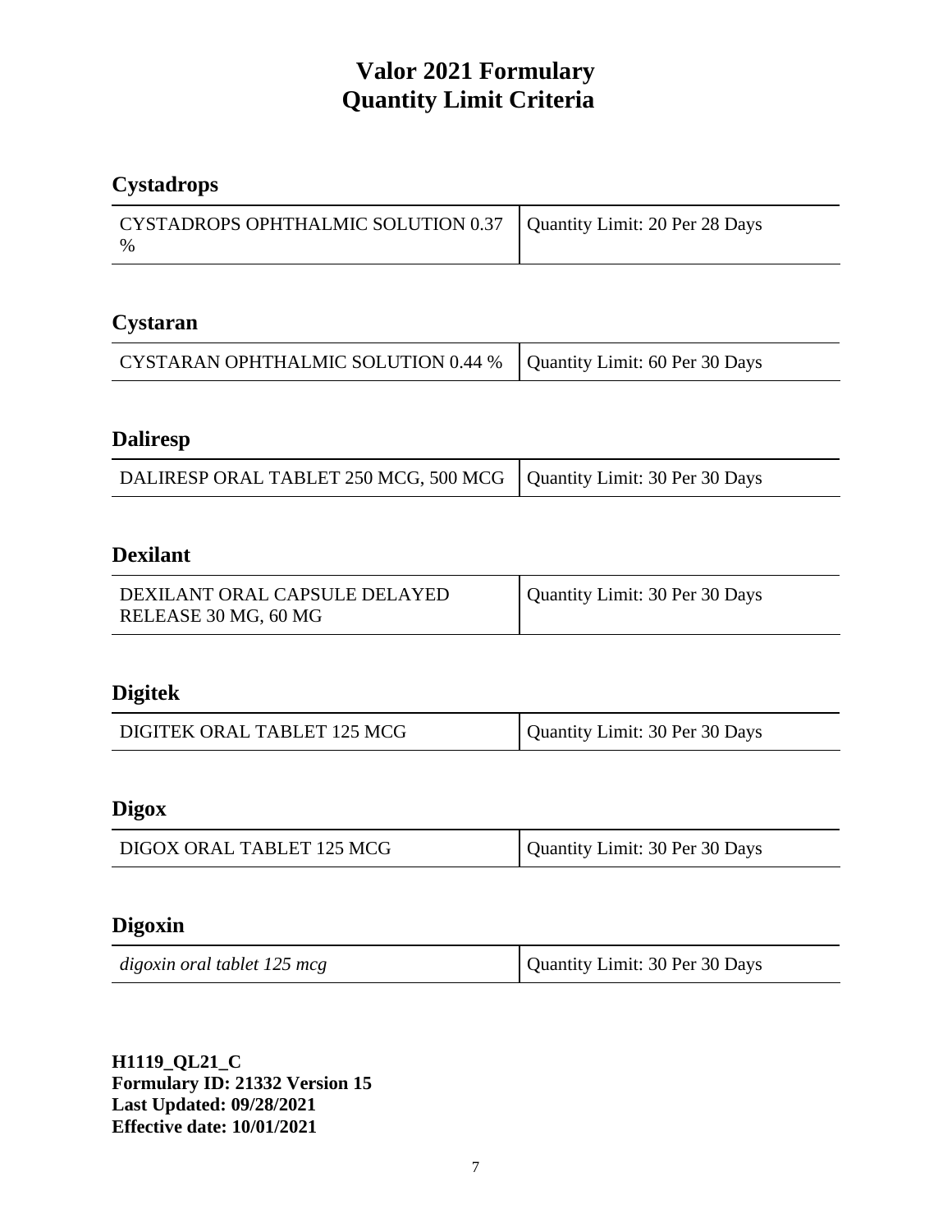# Valor 2021 Formulary
# Quantity Limit Criteria

## Cystadrops

| CYSTADROPS OPHTHALMIC SOLUTION 0.37 % | Quantity Limit: 20 Per 28 Days |
|---|---|

## Cystaran

| CYSTARAN OPHTHALMIC SOLUTION 0.44 % | Quantity Limit: 60 Per 30 Days |
|---|---|

## Daliresp

| DALIRESP ORAL TABLET 250 MCG, 500 MCG | Quantity Limit: 30 Per 30 Days |
|---|---|

## Dexilant

| DEXILANT ORAL CAPSULE DELAYED RELEASE 30 MG, 60 MG | Quantity Limit: 30 Per 30 Days |
|---|---|

## Digitek

| DIGITEK ORAL TABLET 125 MCG | Quantity Limit: 30 Per 30 Days |
|---|---|

## Digox

| DIGOX ORAL TABLET 125 MCG | Quantity Limit: 30 Per 30 Days |
|---|---|

## Digoxin

| *digoxin oral tablet 125 mcg* | Quantity Limit: 30 Per 30 Days |
|---|---|

**H1119_QL21_C**
**Formulary ID: 21332 Version 15**
**Last Updated: 09/28/2021**
**Effective date: 10/01/2021**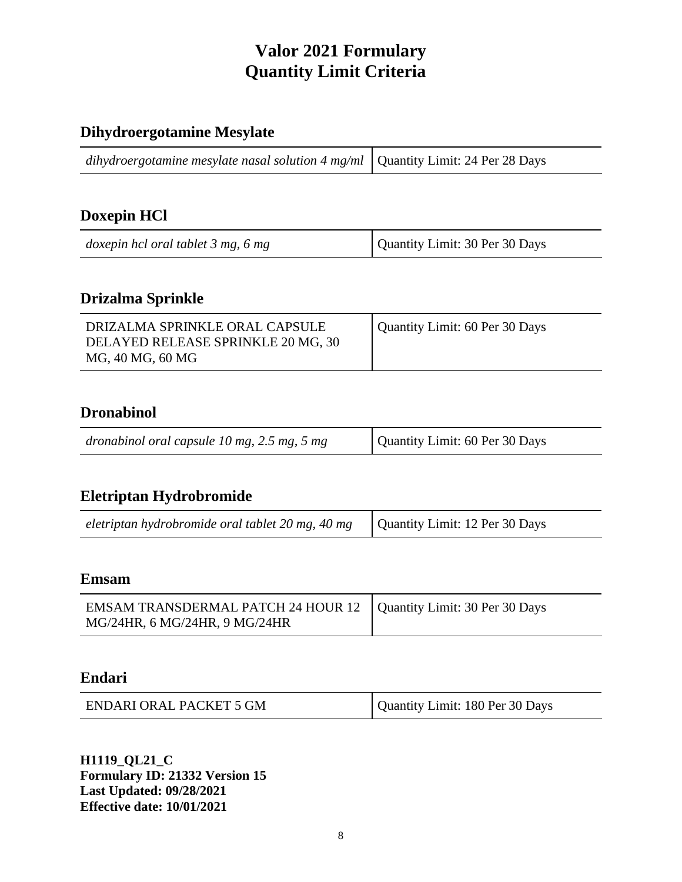# Valor 2021 Formulary
# Quantity Limit Criteria

## Dihydroergotamine Mesylate

| | |
|---|---|
| *dihydroergotamine mesylate nasal solution 4 mg/ml* | Quantity Limit: 24 Per 28 Days |

## Doxepin HCl

| | |
|---|---|
| *doxepin hcl oral tablet 3 mg, 6 mg* | Quantity Limit: 30 Per 30 Days |

## Drizalma Sprinkle

| | |
|---|---|
| DRIZALMA SPRINKLE ORAL CAPSULE DELAYED RELEASE SPRINKLE 20 MG, 30 MG, 40 MG, 60 MG | Quantity Limit: 60 Per 30 Days |

## Dronabinol

| | |
|---|---|
| *dronabinol oral capsule 10 mg, 2.5 mg, 5 mg* | Quantity Limit: 60 Per 30 Days |

## Eletriptan Hydrobromide

| | |
|---|---|
| *eletriptan hydrobromide oral tablet 20 mg, 40 mg* | Quantity Limit: 12 Per 30 Days |

## Emsam

| | |
|---|---|
| EMSAM TRANSDERMAL PATCH 24 HOUR 12 MG/24HR, 6 MG/24HR, 9 MG/24HR | Quantity Limit: 30 Per 30 Days |

## Endari

| | |
|---|---|
| ENDARI ORAL PACKET 5 GM | Quantity Limit: 180 Per 30 Days |

**H1119_QL21_C**
**Formulary ID: 21332 Version 15**
**Last Updated: 09/28/2021**
**Effective date: 10/01/2021**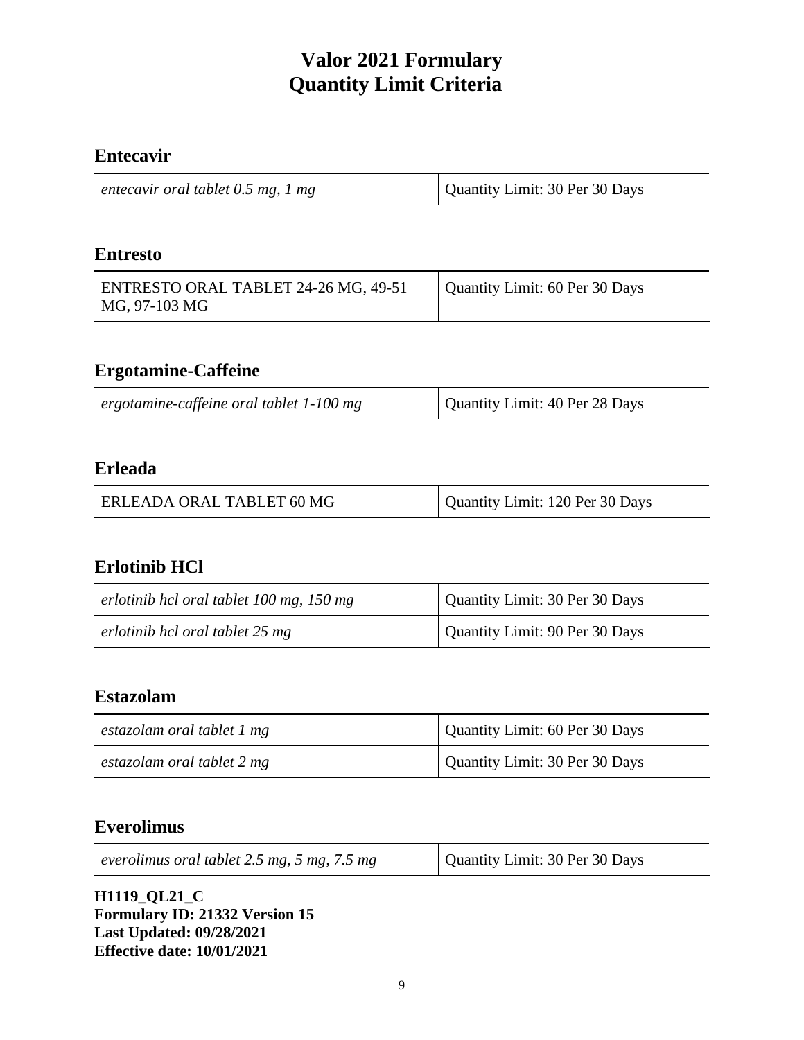# Valor 2021 Formulary
# Quantity Limit Criteria

## Entecavir

| | |
|---|---|
| *entecavir oral tablet 0.5 mg, 1 mg* | Quantity Limit: 30 Per 30 Days |

## Entresto

| | |
|---|---|
| ENTRESTO ORAL TABLET 24-26 MG, 49-51 MG, 97-103 MG | Quantity Limit: 60 Per 30 Days |

## Ergotamine-Caffeine

| | |
|---|---|
| *ergotamine-caffeine oral tablet 1-100 mg* | Quantity Limit: 40 Per 28 Days |

## Erleada

| | |
|---|---|
| ERLEADA ORAL TABLET 60 MG | Quantity Limit: 120 Per 30 Days |

## Erlotinib HCl

| | |
|---|---|
| *erlotinib hcl oral tablet 100 mg, 150 mg* | Quantity Limit: 30 Per 30 Days |
| *erlotinib hcl oral tablet 25 mg* | Quantity Limit: 90 Per 30 Days |

## Estazolam

| | |
|---|---|
| *estazolam oral tablet 1 mg* | Quantity Limit: 60 Per 30 Days |
| *estazolam oral tablet 2 mg* | Quantity Limit: 30 Per 30 Days |

## Everolimus

| | |
|---|---|
| *everolimus oral tablet 2.5 mg, 5 mg, 7.5 mg* | Quantity Limit: 30 Per 30 Days |

**H1119_QL21_C**
**Formulary ID: 21332 Version 15**
**Last Updated: 09/28/2021**
**Effective date: 10/01/2021**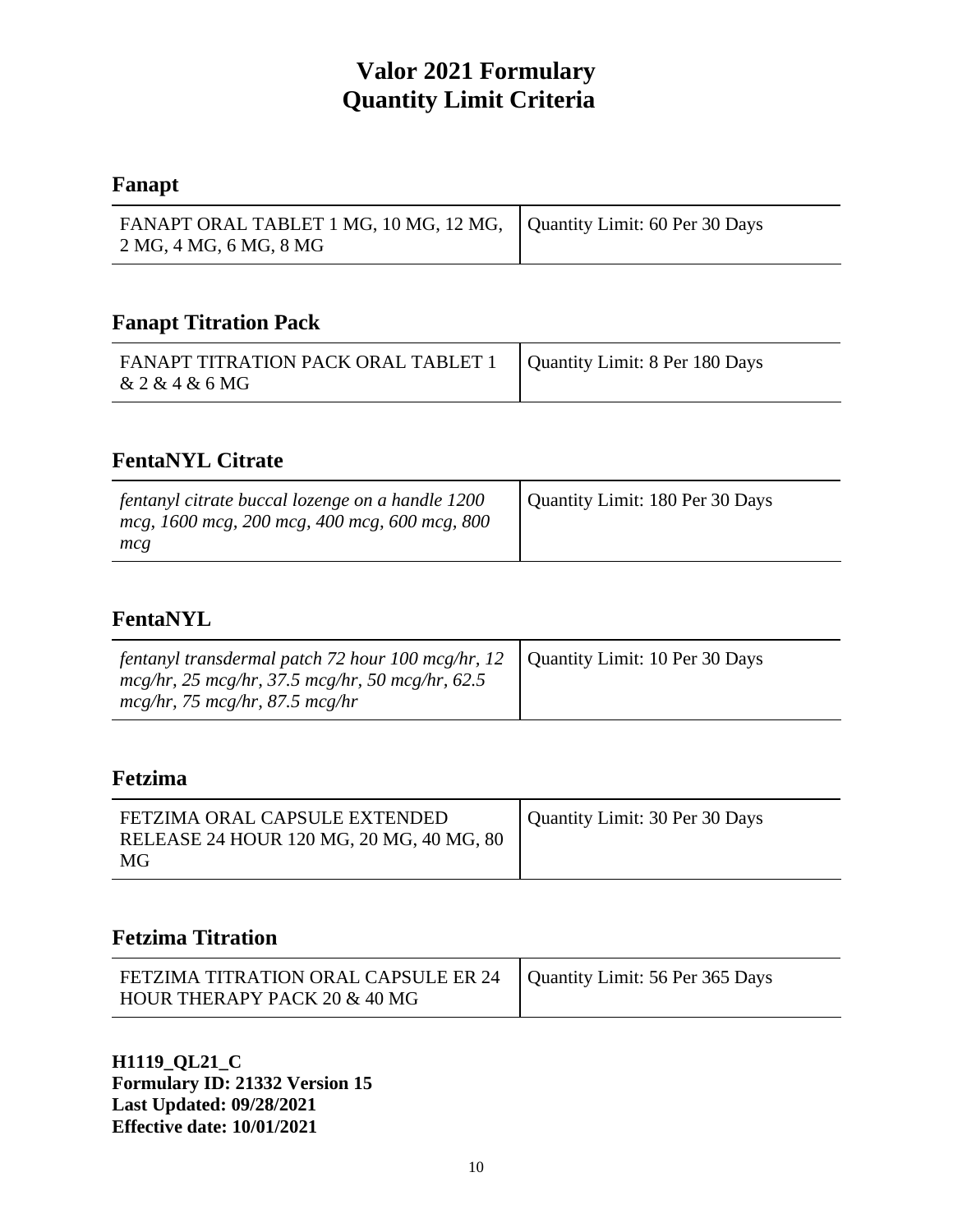# Valor 2021 Formulary
# Quantity Limit Criteria

## Fanapt

| FANAPT ORAL TABLET 1 MG, 10 MG, 12 MG, 2 MG, 4 MG, 6 MG, 8 MG | Quantity Limit: 60 Per 30 Days |
|---|---|

## Fanapt Titration Pack

| FANAPT TITRATION PACK ORAL TABLET 1 & 2 & 4 & 6 MG | Quantity Limit: 8 Per 180 Days |
|---|---|

## FentaNYL Citrate

| *fentanyl citrate buccal lozenge on a handle 1200 mcg, 1600 mcg, 200 mcg, 400 mcg, 600 mcg, 800 mcg* | Quantity Limit: 180 Per 30 Days |
|---|---|

## FentaNYL

| *fentanyl transdermal patch 72 hour 100 mcg/hr, 12 mcg/hr, 25 mcg/hr, 37.5 mcg/hr, 50 mcg/hr, 62.5 mcg/hr, 75 mcg/hr, 87.5 mcg/hr* | Quantity Limit: 10 Per 30 Days |
|---|---|

## Fetzima

| FETZIMA ORAL CAPSULE EXTENDED RELEASE 24 HOUR 120 MG, 20 MG, 40 MG, 80 MG | Quantity Limit: 30 Per 30 Days |
|---|---|

## Fetzima Titration

| FETZIMA TITRATION ORAL CAPSULE ER 24 HOUR THERAPY PACK 20 & 40 MG | Quantity Limit: 56 Per 365 Days |
|---|---|

**H1119_QL21_C**
**Formulary ID: 21332 Version 15**
**Last Updated: 09/28/2021**
**Effective date: 10/01/2021**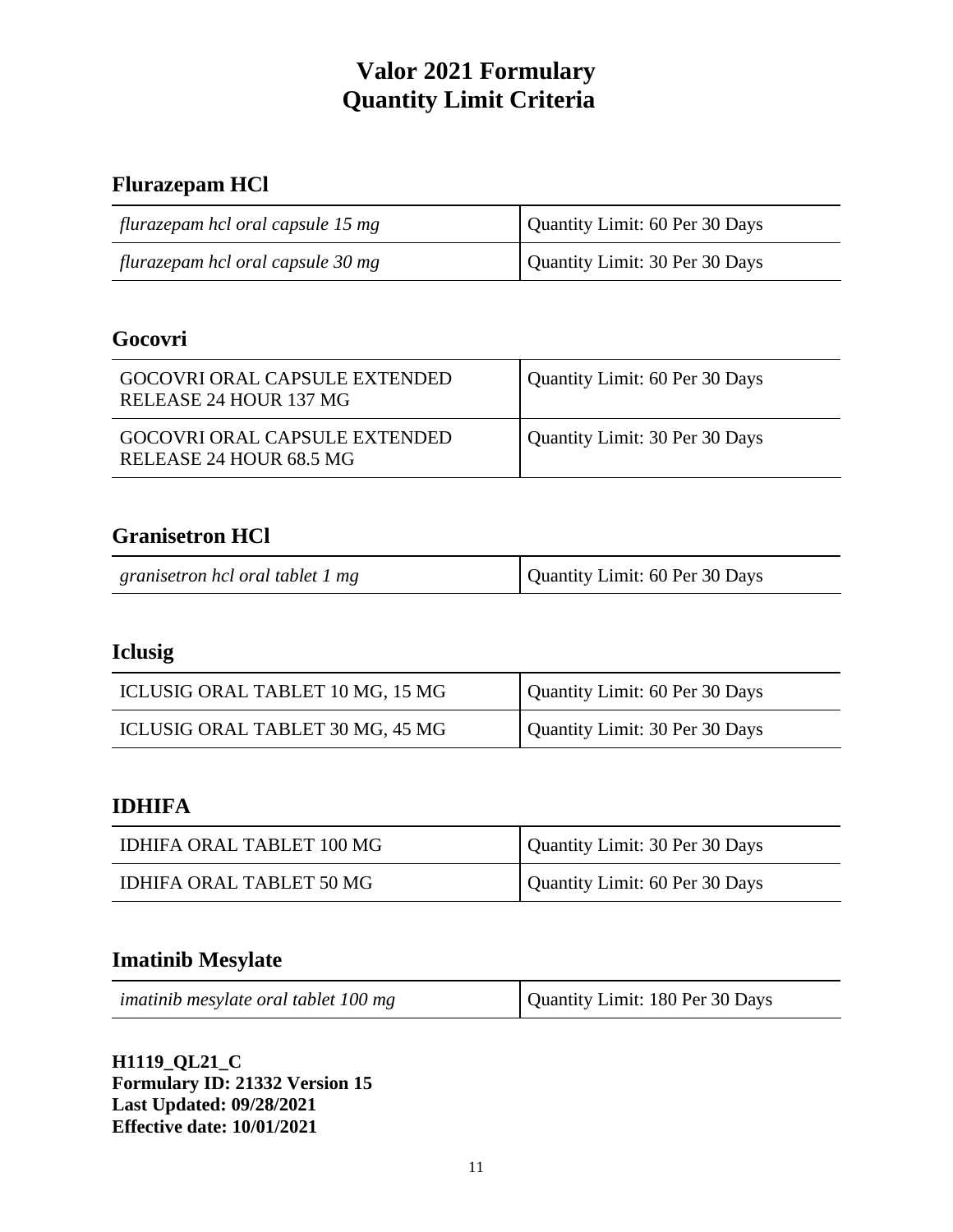# Valor 2021 Formulary
# Quantity Limit Criteria

## Flurazepam HCl

| | |
|---|---|
| *flurazepam hcl oral capsule 15 mg* | Quantity Limit: 60 Per 30 Days |
| *flurazepam hcl oral capsule 30 mg* | Quantity Limit: 30 Per 30 Days |

## Gocovri

| | |
|---|---|
| GOCOVRI ORAL CAPSULE EXTENDED RELEASE 24 HOUR 137 MG | Quantity Limit: 60 Per 30 Days |
| GOCOVRI ORAL CAPSULE EXTENDED RELEASE 24 HOUR 68.5 MG | Quantity Limit: 30 Per 30 Days |

## Granisetron HCl

| | |
|---|---|
| *granisetron hcl oral tablet 1 mg* | Quantity Limit: 60 Per 30 Days |

## Iclusig

| | |
|---|---|
| ICLUSIG ORAL TABLET 10 MG, 15 MG | Quantity Limit: 60 Per 30 Days |
| ICLUSIG ORAL TABLET 30 MG, 45 MG | Quantity Limit: 30 Per 30 Days |

## IDHIFA

| | |
|---|---|
| IDHIFA ORAL TABLET 100 MG | Quantity Limit: 30 Per 30 Days |
| IDHIFA ORAL TABLET 50 MG | Quantity Limit: 60 Per 30 Days |

## Imatinib Mesylate

| | |
|---|---|
| *imatinib mesylate oral tablet 100 mg* | Quantity Limit: 180 Per 30 Days |

**H1119_QL21_C**
**Formulary ID: 21332 Version 15**
**Last Updated: 09/28/2021**
**Effective date: 10/01/2021**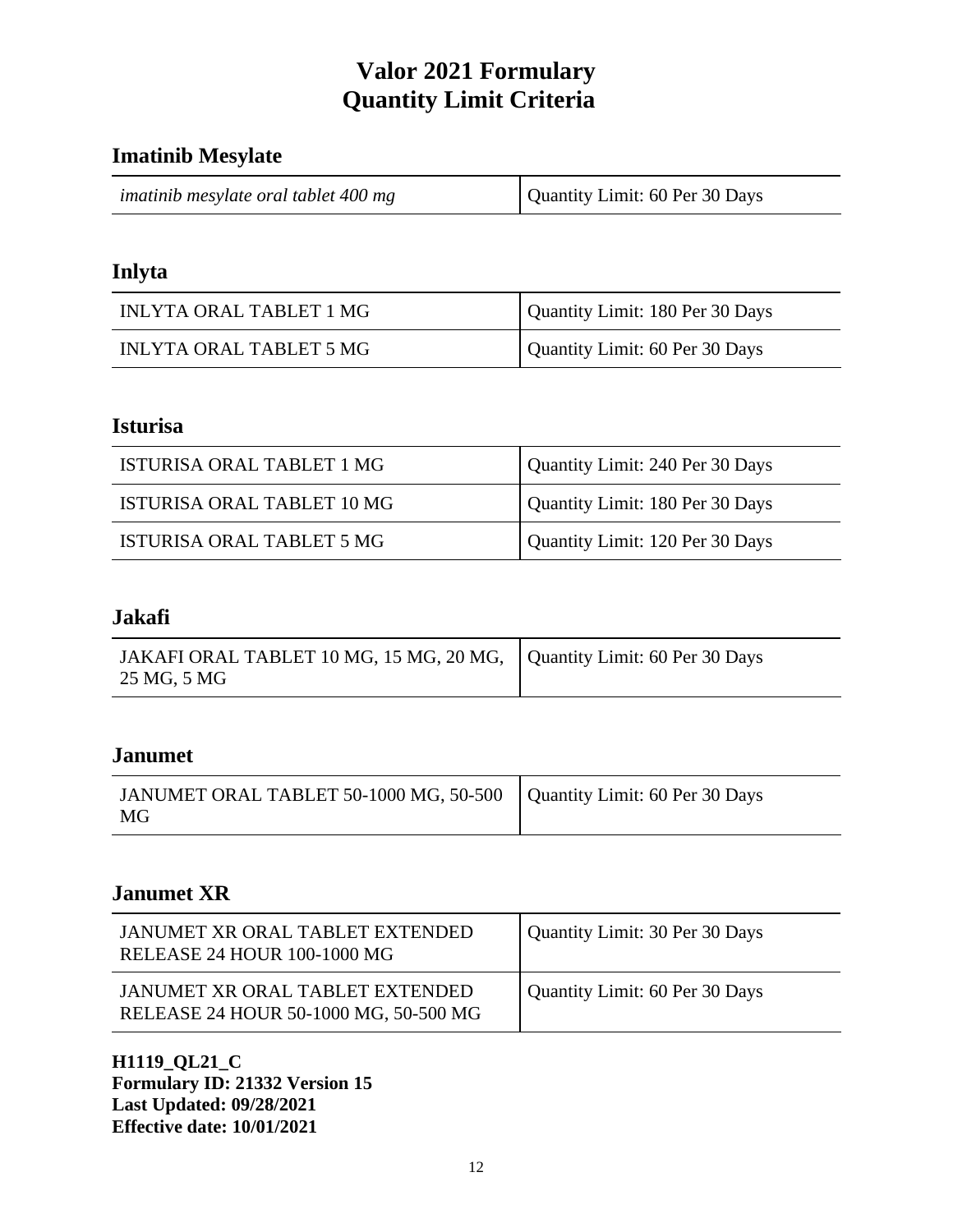# Valor 2021 Formulary
# Quantity Limit Criteria

## Imatinib Mesylate

| | |
|---|---|
| *imatinib mesylate oral tablet 400 mg* | Quantity Limit: 60 Per 30 Days |

## Inlyta

| | |
|---|---|
| INLYTA ORAL TABLET 1 MG | Quantity Limit: 180 Per 30 Days |
| INLYTA ORAL TABLET 5 MG | Quantity Limit: 60 Per 30 Days |

## Isturisa

| | |
|---|---|
| ISTURISA ORAL TABLET 1 MG | Quantity Limit: 240 Per 30 Days |
| ISTURISA ORAL TABLET 10 MG | Quantity Limit: 180 Per 30 Days |
| ISTURISA ORAL TABLET 5 MG | Quantity Limit: 120 Per 30 Days |

## Jakafi

| | |
|---|---|
| JAKAFI ORAL TABLET 10 MG, 15 MG, 20 MG, 25 MG, 5 MG | Quantity Limit: 60 Per 30 Days |

## Janumet

| | |
|---|---|
| JANUMET ORAL TABLET 50-1000 MG, 50-500 MG | Quantity Limit: 60 Per 30 Days |

## Janumet XR

| | |
|---|---|
| JANUMET XR ORAL TABLET EXTENDED RELEASE 24 HOUR 100-1000 MG | Quantity Limit: 30 Per 30 Days |
| JANUMET XR ORAL TABLET EXTENDED RELEASE 24 HOUR 50-1000 MG, 50-500 MG | Quantity Limit: 60 Per 30 Days |

**H1119_QL21_C**
**Formulary ID: 21332 Version 15**
**Last Updated: 09/28/2021**
**Effective date: 10/01/2021**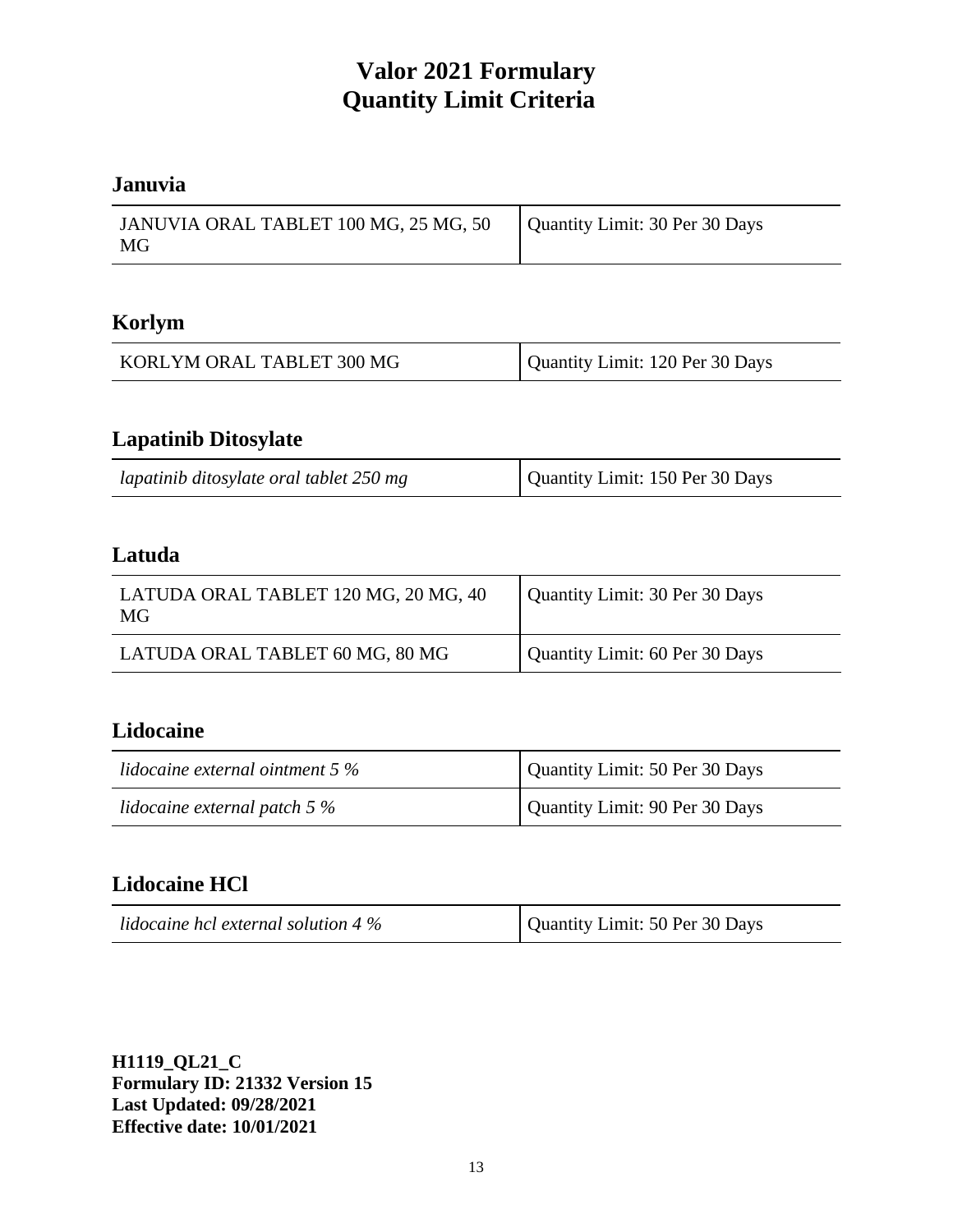# Valor 2021 Formulary
# Quantity Limit Criteria

## Januvia

| JANUVIA ORAL TABLET 100 MG, 25 MG, 50 MG | Quantity Limit: 30 Per 30 Days |
|---|---|

## Korlym

| KORLYM ORAL TABLET 300 MG | Quantity Limit: 120 Per 30 Days |
|---|---|

## Lapatinib Ditosylate

| *lapatinib ditosylate oral tablet 250 mg* | Quantity Limit: 150 Per 30 Days |
|---|---|

## Latuda

| LATUDA ORAL TABLET 120 MG, 20 MG, 40 MG | Quantity Limit: 30 Per 30 Days |
|---|---|
| LATUDA ORAL TABLET 60 MG, 80 MG | Quantity Limit: 60 Per 30 Days |

## Lidocaine

| *lidocaine external ointment 5 %* | Quantity Limit: 50 Per 30 Days |
|---|---|
| *lidocaine external patch 5 %* | Quantity Limit: 90 Per 30 Days |

## Lidocaine HCl

| *lidocaine hcl external solution 4 %* | Quantity Limit: 50 Per 30 Days |
|---|---|

**H1119_QL21_C**
**Formulary ID: 21332 Version 15**
**Last Updated: 09/28/2021**
**Effective date: 10/01/2021**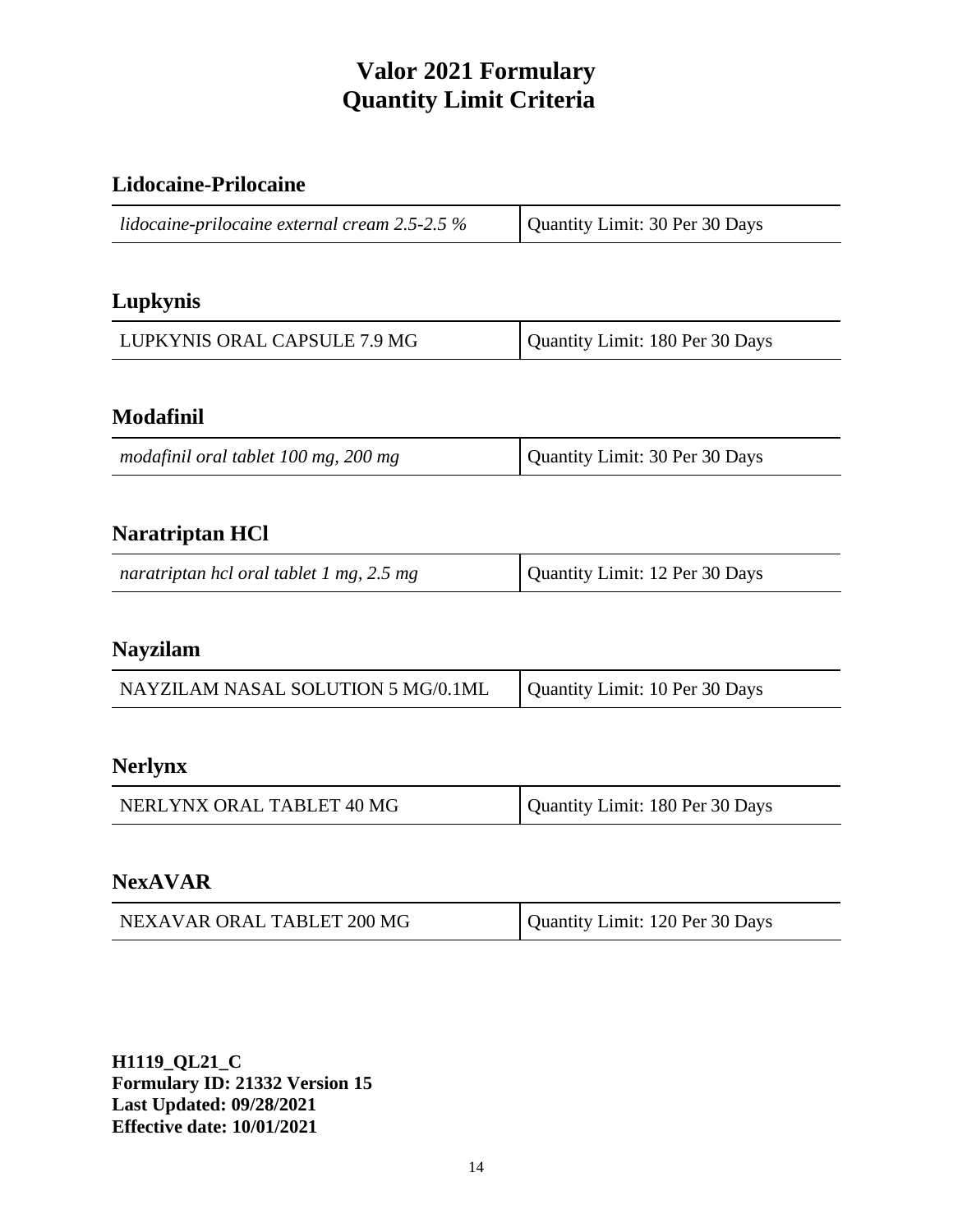# Valor 2021 Formulary
# Quantity Limit Criteria

## Lidocaine-Prilocaine

| | |
|---|---|
| *lidocaine-prilocaine external cream 2.5-2.5 %* | Quantity Limit: 30 Per 30 Days |

## Lupkynis

| | |
|---|---|
| LUPKYNIS ORAL CAPSULE 7.9 MG | Quantity Limit: 180 Per 30 Days |

## Modafinil

| | |
|---|---|
| *modafinil oral tablet 100 mg, 200 mg* | Quantity Limit: 30 Per 30 Days |

## Naratriptan HCl

| | |
|---|---|
| *naratriptan hcl oral tablet 1 mg, 2.5 mg* | Quantity Limit: 12 Per 30 Days |

## Nayzilam

| | |
|---|---|
| NAYZILAM NASAL SOLUTION 5 MG/0.1ML | Quantity Limit: 10 Per 30 Days |

## Nerlynx

| | |
|---|---|
| NERLYNX ORAL TABLET 40 MG | Quantity Limit: 180 Per 30 Days |

## NexAVAR

| | |
|---|---|
| NEXAVAR ORAL TABLET 200 MG | Quantity Limit: 120 Per 30 Days |

**H1119_QL21_C**
**Formulary ID: 21332 Version 15**
**Last Updated: 09/28/2021**
**Effective date: 10/01/2021**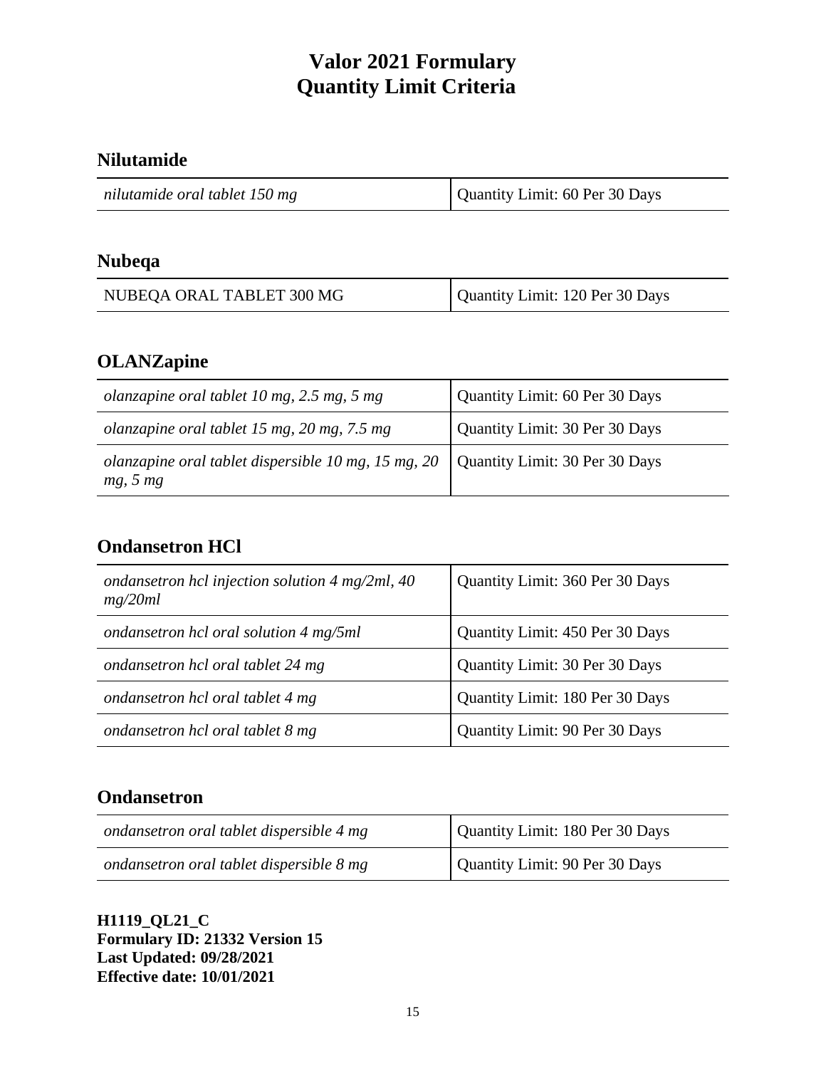# Valor 2021 Formulary
# Quantity Limit Criteria

## Nilutamide

| | |
|---|---|
| *nilutamide oral tablet 150 mg* | Quantity Limit: 60 Per 30 Days |

## Nubeqa

| | |
|---|---|
| NUBEQA ORAL TABLET 300 MG | Quantity Limit: 120 Per 30 Days |

## OLANZapine

| | |
|---|---|
| *olanzapine oral tablet 10 mg, 2.5 mg, 5 mg* | Quantity Limit: 60 Per 30 Days |
| *olanzapine oral tablet 15 mg, 20 mg, 7.5 mg* | Quantity Limit: 30 Per 30 Days |
| *olanzapine oral tablet dispersible 10 mg, 15 mg, 20 mg, 5 mg* | Quantity Limit: 30 Per 30 Days |

## Ondansetron HCl

| | |
|---|---|
| *ondansetron hcl injection solution 4 mg/2ml, 40 mg/20ml* | Quantity Limit: 360 Per 30 Days |
| *ondansetron hcl oral solution 4 mg/5ml* | Quantity Limit: 450 Per 30 Days |
| *ondansetron hcl oral tablet 24 mg* | Quantity Limit: 30 Per 30 Days |
| *ondansetron hcl oral tablet 4 mg* | Quantity Limit: 180 Per 30 Days |
| *ondansetron hcl oral tablet 8 mg* | Quantity Limit: 90 Per 30 Days |

## Ondansetron

| | |
|---|---|
| *ondansetron oral tablet dispersible 4 mg* | Quantity Limit: 180 Per 30 Days |
| *ondansetron oral tablet dispersible 8 mg* | Quantity Limit: 90 Per 30 Days |

**H1119_QL21_C**
**Formulary ID: 21332 Version 15**
**Last Updated: 09/28/2021**
**Effective date: 10/01/2021**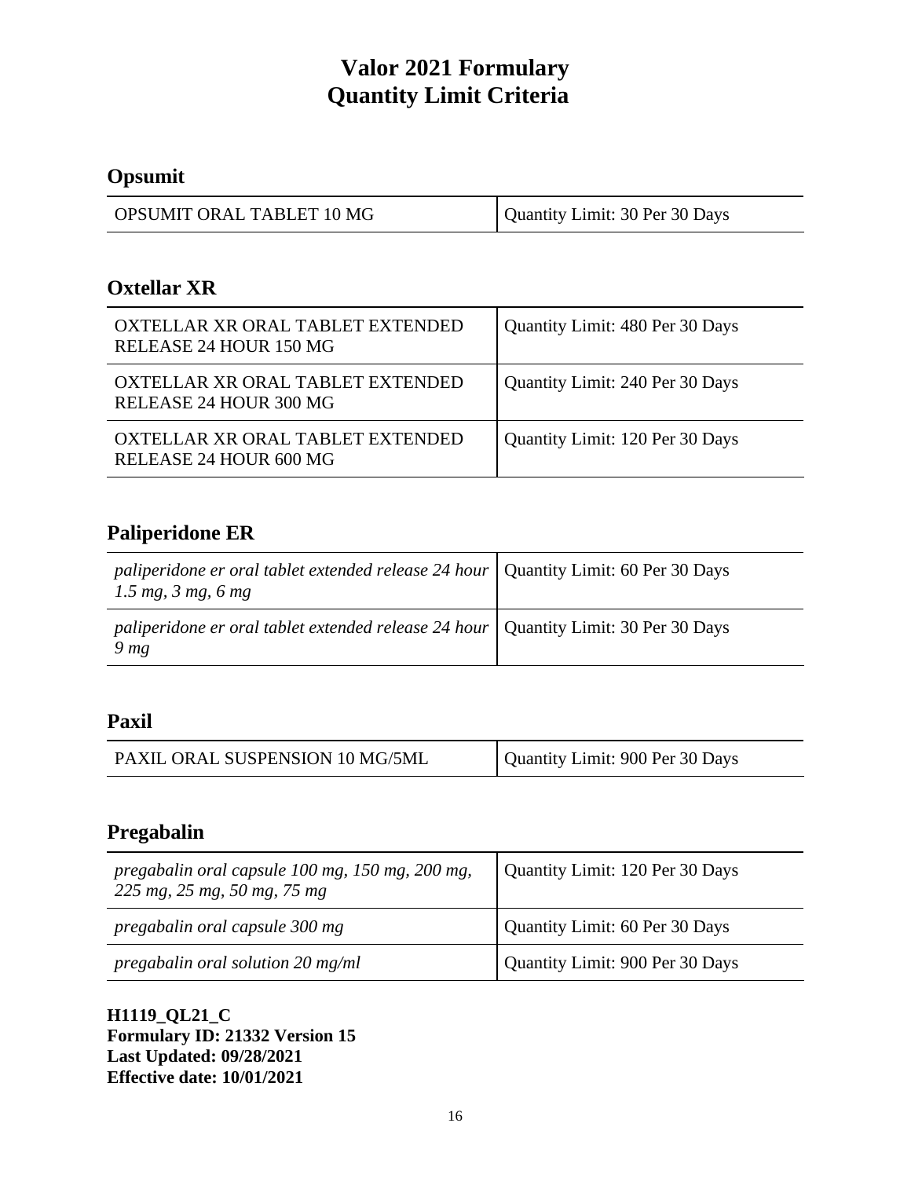# Valor 2021 Formulary
# Quantity Limit Criteria

## Opsumit

| | |
|---|---|
| OPSUMIT ORAL TABLET 10 MG | Quantity Limit: 30 Per 30 Days |

## Oxtellar XR

| | |
|---|---|
| OXTELLAR XR ORAL TABLET EXTENDED RELEASE 24 HOUR 150 MG | Quantity Limit: 480 Per 30 Days |
| OXTELLAR XR ORAL TABLET EXTENDED RELEASE 24 HOUR 300 MG | Quantity Limit: 240 Per 30 Days |
| OXTELLAR XR ORAL TABLET EXTENDED RELEASE 24 HOUR 600 MG | Quantity Limit: 120 Per 30 Days |

## Paliperidone ER

| | |
|---|---|
| *paliperidone er oral tablet extended release 24 hour 1.5 mg, 3 mg, 6 mg* | Quantity Limit: 60 Per 30 Days |
| *paliperidone er oral tablet extended release 24 hour 9 mg* | Quantity Limit: 30 Per 30 Days |

## Paxil

| | |
|---|---|
| PAXIL ORAL SUSPENSION 10 MG/5ML | Quantity Limit: 900 Per 30 Days |

## Pregabalin

| | |
|---|---|
| *pregabalin oral capsule 100 mg, 150 mg, 200 mg, 225 mg, 25 mg, 50 mg, 75 mg* | Quantity Limit: 120 Per 30 Days |
| *pregabalin oral capsule 300 mg* | Quantity Limit: 60 Per 30 Days |
| *pregabalin oral solution 20 mg/ml* | Quantity Limit: 900 Per 30 Days |

**H1119_QL21_C**
**Formulary ID: 21332 Version 15**
**Last Updated: 09/28/2021**
**Effective date: 10/01/2021**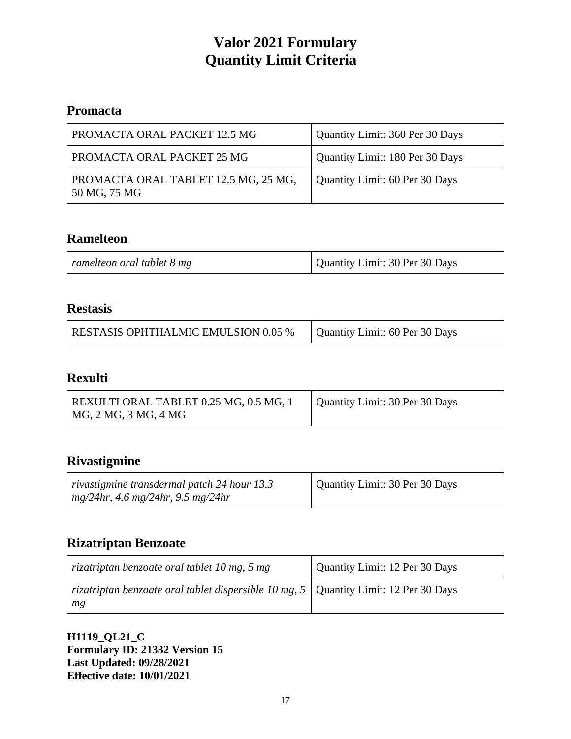# Valor 2021 Formulary
# Quantity Limit Criteria

## Promacta

| | |
|---|---|
| PROMACTA ORAL PACKET 12.5 MG | Quantity Limit: 360 Per 30 Days |
| PROMACTA ORAL PACKET 25 MG | Quantity Limit: 180 Per 30 Days |
| PROMACTA ORAL TABLET 12.5 MG, 25 MG, 50 MG, 75 MG | Quantity Limit: 60 Per 30 Days |

## Ramelteon

| | |
|---|---|
| *ramelteon oral tablet 8 mg* | Quantity Limit: 30 Per 30 Days |

## Restasis

| | |
|---|---|
| RESTASIS OPHTHALMIC EMULSION 0.05 % | Quantity Limit: 60 Per 30 Days |

## Rexulti

| | |
|---|---|
| REXULTI ORAL TABLET 0.25 MG, 0.5 MG, 1 MG, 2 MG, 3 MG, 4 MG | Quantity Limit: 30 Per 30 Days |

## Rivastigmine

| | |
|---|---|
| *rivastigmine transdermal patch 24 hour 13.3 mg/24hr, 4.6 mg/24hr, 9.5 mg/24hr* | Quantity Limit: 30 Per 30 Days |

## Rizatriptan Benzoate

| | |
|---|---|
| *rizatriptan benzoate oral tablet 10 mg, 5 mg* | Quantity Limit: 12 Per 30 Days |
| *rizatriptan benzoate oral tablet dispersible 10 mg, 5 mg* | Quantity Limit: 12 Per 30 Days |

**H1119_QL21_C**
**Formulary ID: 21332 Version 15**
**Last Updated: 09/28/2021**
**Effective date: 10/01/2021**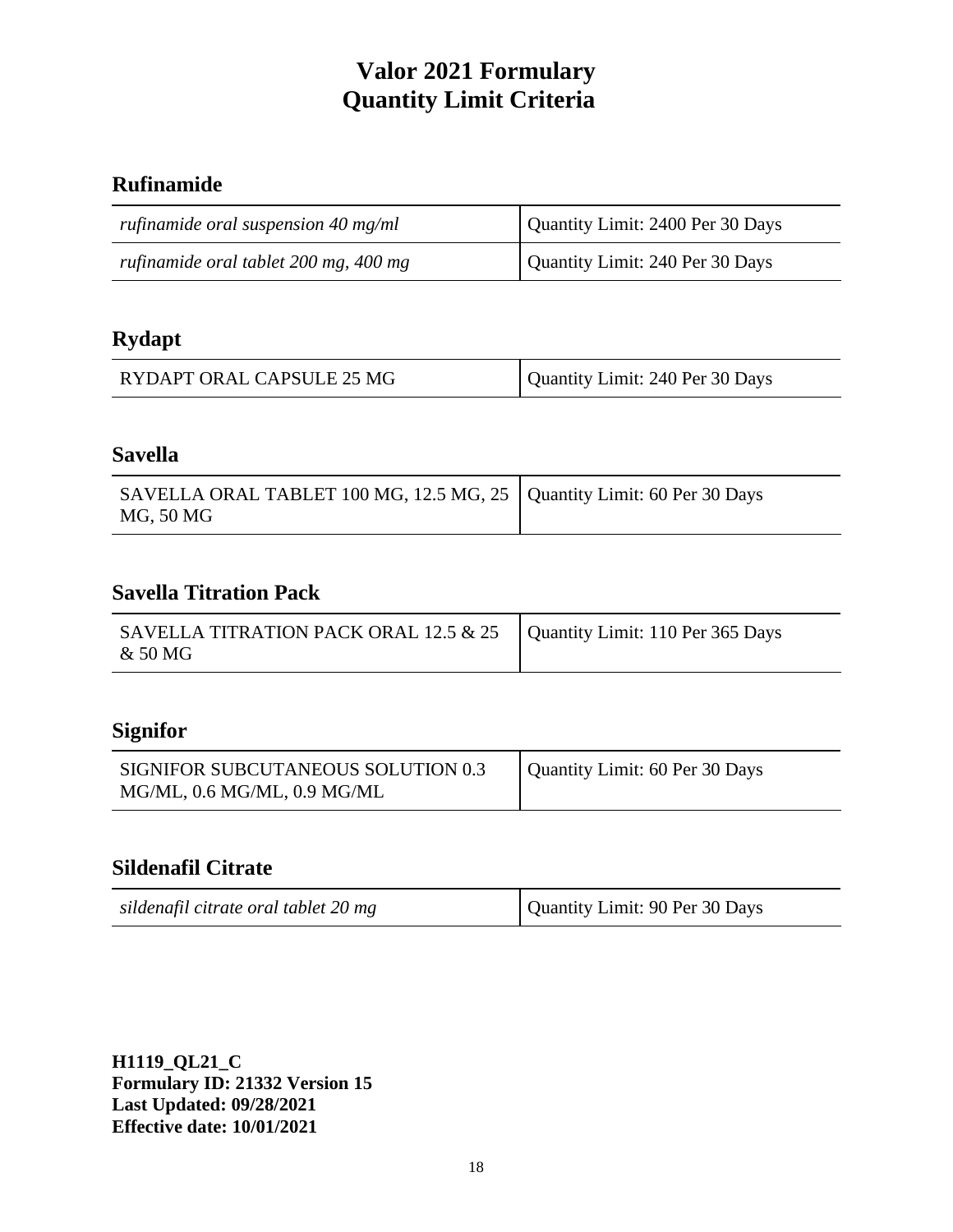# Valor 2021 Formulary
# Quantity Limit Criteria

## Rufinamide

| | |
|---|---|
| *rufinamide oral suspension 40 mg/ml* | Quantity Limit: 2400 Per 30 Days |
| *rufinamide oral tablet 200 mg, 400 mg* | Quantity Limit: 240 Per 30 Days |

## Rydapt

| | |
|---|---|
| RYDAPT ORAL CAPSULE 25 MG | Quantity Limit: 240 Per 30 Days |

## Savella

| | |
|---|---|
| SAVELLA ORAL TABLET 100 MG, 12.5 MG, 25 MG, 50 MG | Quantity Limit: 60 Per 30 Days |

## Savella Titration Pack

| | |
|---|---|
| SAVELLA TITRATION PACK ORAL 12.5 & 25 & 50 MG | Quantity Limit: 110 Per 365 Days |

## Signifor

| | |
|---|---|
| SIGNIFOR SUBCUTANEOUS SOLUTION 0.3 MG/ML, 0.6 MG/ML, 0.9 MG/ML | Quantity Limit: 60 Per 30 Days |

## Sildenafil Citrate

| | |
|---|---|
| *sildenafil citrate oral tablet 20 mg* | Quantity Limit: 90 Per 30 Days |

**H1119_QL21_C**
**Formulary ID: 21332 Version 15**
**Last Updated: 09/28/2021**
**Effective date: 10/01/2021**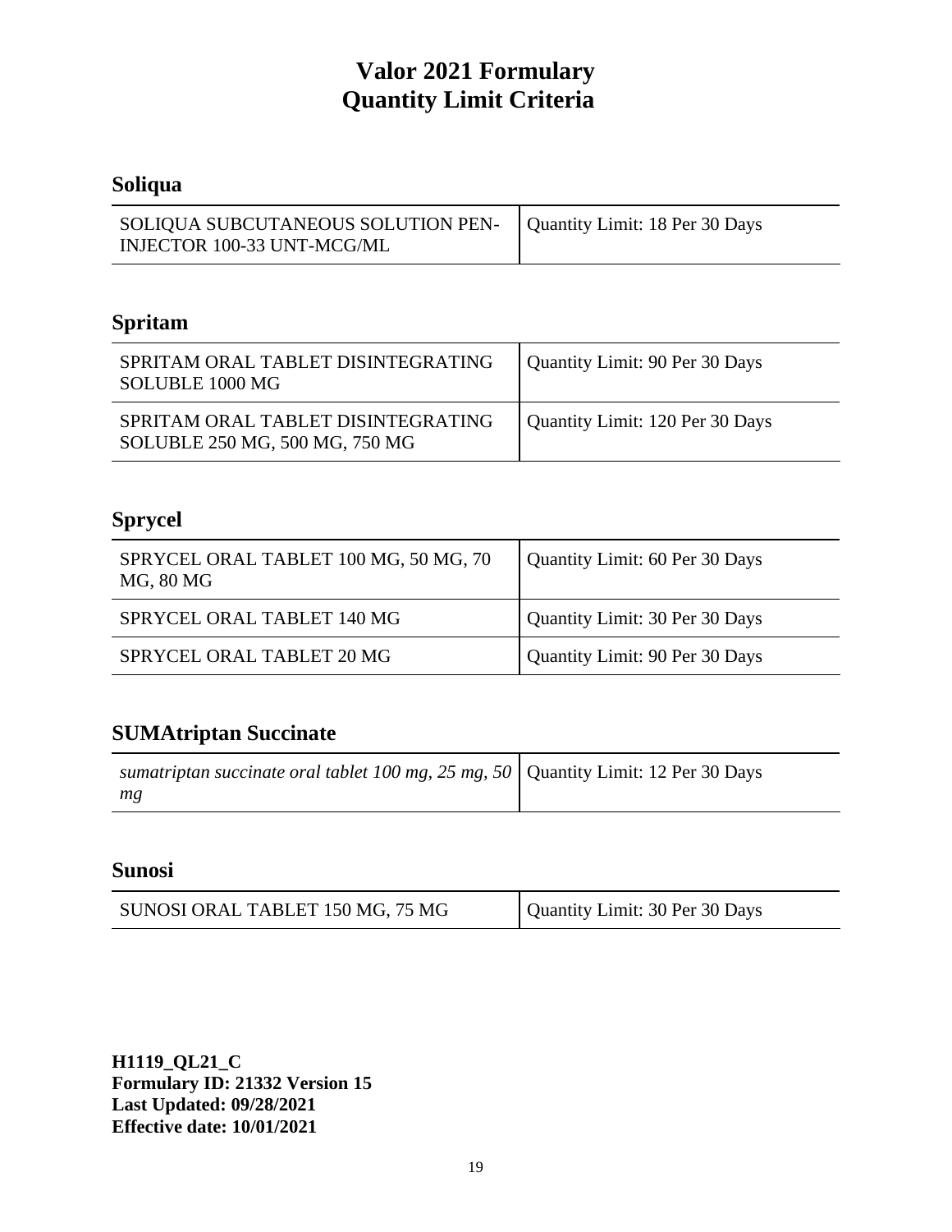# Valor 2021 Formulary
# Quantity Limit Criteria

## Soliqua

| | |
|---|---|
| SOLIQUA SUBCUTANEOUS SOLUTION PEN-INJECTOR 100-33 UNT-MCG/ML | Quantity Limit: 18 Per 30 Days |

## Spritam

| | |
|---|---|
| SPRITAM ORAL TABLET DISINTEGRATING SOLUBLE 1000 MG | Quantity Limit: 90 Per 30 Days |
| SPRITAM ORAL TABLET DISINTEGRATING SOLUBLE 250 MG, 500 MG, 750 MG | Quantity Limit: 120 Per 30 Days |

## Sprycel

| | |
|---|---|
| SPRYCEL ORAL TABLET 100 MG, 50 MG, 70 MG, 80 MG | Quantity Limit: 60 Per 30 Days |
| SPRYCEL ORAL TABLET 140 MG | Quantity Limit: 30 Per 30 Days |
| SPRYCEL ORAL TABLET 20 MG | Quantity Limit: 90 Per 30 Days |

## SUMAtriptan Succinate

| | |
|---|---|
| *sumatriptan succinate oral tablet 100 mg, 25 mg, 50 mg* | Quantity Limit: 12 Per 30 Days |

## Sunosi

| | |
|---|---|
| SUNOSI ORAL TABLET 150 MG, 75 MG | Quantity Limit: 30 Per 30 Days |

**H1119_QL21_C**
**Formulary ID: 21332 Version 15**
**Last Updated: 09/28/2021**
**Effective date: 10/01/2021**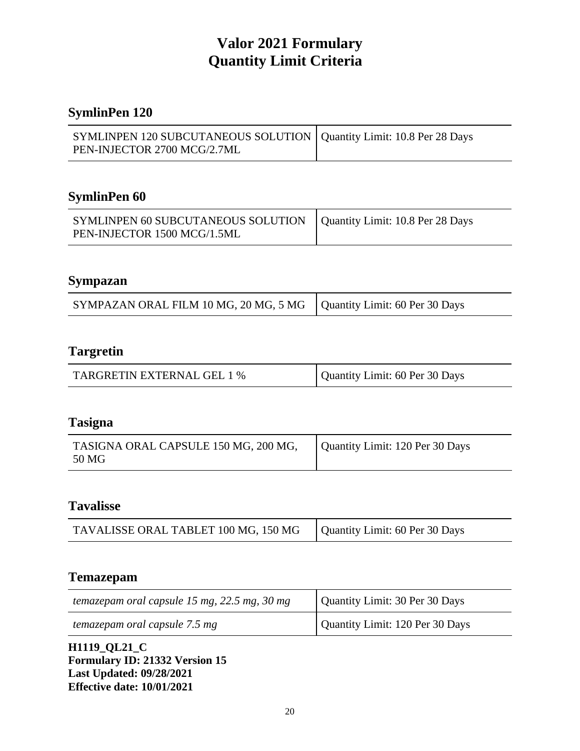# Valor 2021 Formulary
# Quantity Limit Criteria

## SymlinPen 120

| SYMLINPEN 120 SUBCUTANEOUS SOLUTION PEN-INJECTOR 2700 MCG/2.7ML | Quantity Limit: 10.8 Per 28 Days |
|---|---|

## SymlinPen 60

| SYMLINPEN 60 SUBCUTANEOUS SOLUTION PEN-INJECTOR 1500 MCG/1.5ML | Quantity Limit: 10.8 Per 28 Days |
|---|---|

## Sympazan

| SYMPAZAN ORAL FILM 10 MG, 20 MG, 5 MG | Quantity Limit: 60 Per 30 Days |
|---|---|

## Targretin

| TARGRETIN EXTERNAL GEL 1 % | Quantity Limit: 60 Per 30 Days |
|---|---|

## Tasigna

| TASIGNA ORAL CAPSULE 150 MG, 200 MG, 50 MG | Quantity Limit: 120 Per 30 Days |
|---|---|

## Tavalisse

| TAVALISSE ORAL TABLET 100 MG, 150 MG | Quantity Limit: 60 Per 30 Days |
|---|---|

## Temazepam

| *temazepam oral capsule 15 mg, 22.5 mg, 30 mg* | Quantity Limit: 30 Per 30 Days |
|---|---|
| *temazepam oral capsule 7.5 mg* | Quantity Limit: 120 Per 30 Days |

**H1119_QL21_C**
**Formulary ID: 21332 Version 15**
**Last Updated: 09/28/2021**
**Effective date: 10/01/2021**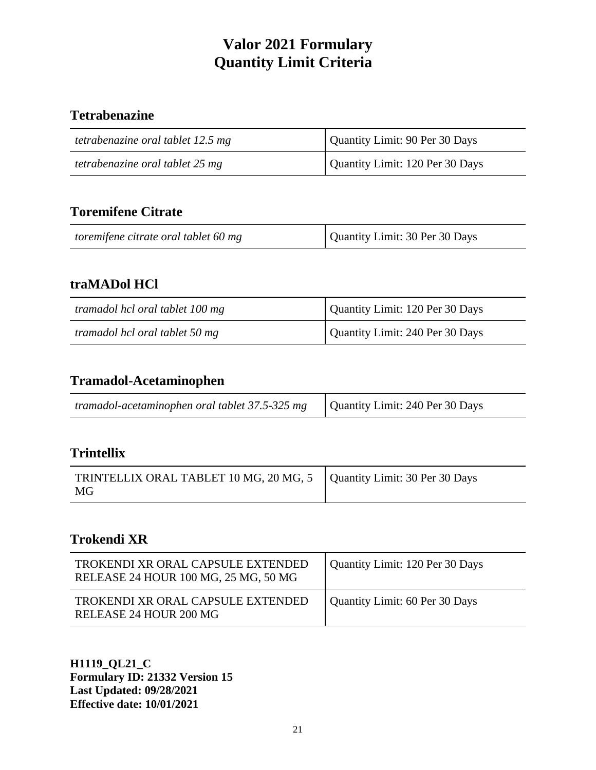# Valor 2021 Formulary
# Quantity Limit Criteria

## Tetrabenazine

| | |
|---|---|
| *tetrabenazine oral tablet 12.5 mg* | Quantity Limit: 90 Per 30 Days |
| *tetrabenazine oral tablet 25 mg* | Quantity Limit: 120 Per 30 Days |

## Toremifene Citrate

| | |
|---|---|
| *toremifene citrate oral tablet 60 mg* | Quantity Limit: 30 Per 30 Days |

## traMADol HCl

| | |
|---|---|
| *tramadol hcl oral tablet 100 mg* | Quantity Limit: 120 Per 30 Days |
| *tramadol hcl oral tablet 50 mg* | Quantity Limit: 240 Per 30 Days |

## Tramadol-Acetaminophen

| | |
|---|---|
| *tramadol-acetaminophen oral tablet 37.5-325 mg* | Quantity Limit: 240 Per 30 Days |

## Trintellix

| | |
|---|---|
| TRINTELLIX ORAL TABLET 10 MG, 20 MG, 5 MG | Quantity Limit: 30 Per 30 Days |

## Trokendi XR

| | |
|---|---|
| TROKENDI XR ORAL CAPSULE EXTENDED RELEASE 24 HOUR 100 MG, 25 MG, 50 MG | Quantity Limit: 120 Per 30 Days |
| TROKENDI XR ORAL CAPSULE EXTENDED RELEASE 24 HOUR 200 MG | Quantity Limit: 60 Per 30 Days |

**H1119_QL21_C**
**Formulary ID: 21332 Version 15**
**Last Updated: 09/28/2021**
**Effective date: 10/01/2021**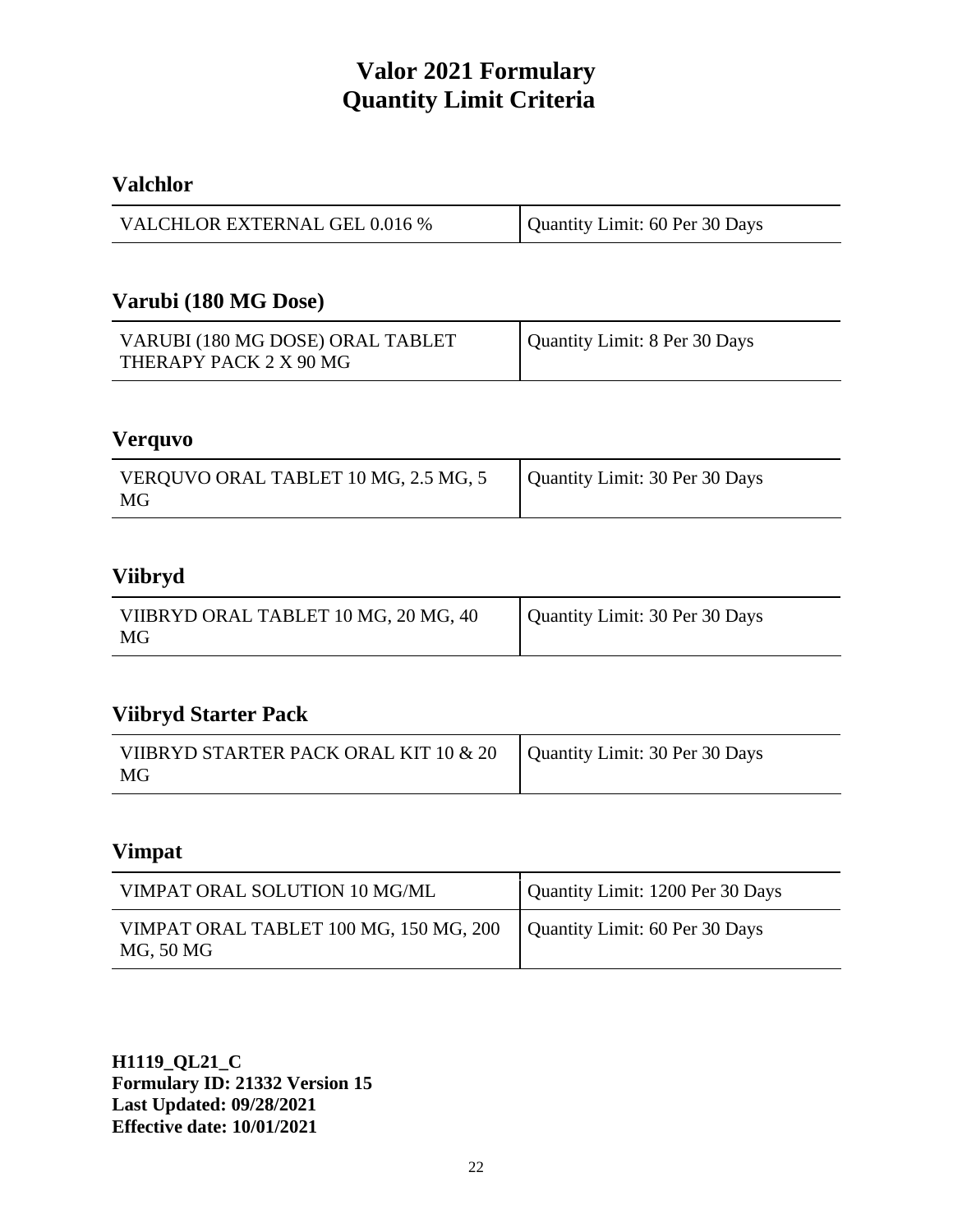# Valor 2021 Formulary
# Quantity Limit Criteria

## Valchlor

| VALCHLOR EXTERNAL GEL 0.016 % | Quantity Limit: 60 Per 30 Days |
|---|---|

## Varubi (180 MG Dose)

| VARUBI (180 MG DOSE) ORAL TABLET THERAPY PACK 2 X 90 MG | Quantity Limit: 8 Per 30 Days |
|---|---|

## Verquvo

| VERQUVO ORAL TABLET 10 MG, 2.5 MG, 5 MG | Quantity Limit: 30 Per 30 Days |
|---|---|

## Viibryd

| VIIBRYD ORAL TABLET 10 MG, 20 MG, 40 MG | Quantity Limit: 30 Per 30 Days |
|---|---|

## Viibryd Starter Pack

| VIIBRYD STARTER PACK ORAL KIT 10 & 20 MG | Quantity Limit: 30 Per 30 Days |
|---|---|

## Vimpat

| VIMPAT ORAL SOLUTION 10 MG/ML | Quantity Limit: 1200 Per 30 Days |
|---|---|
| VIMPAT ORAL TABLET 100 MG, 150 MG, 200 MG, 50 MG | Quantity Limit: 60 Per 30 Days |

**H1119_QL21_C**
**Formulary ID: 21332 Version 15**
**Last Updated: 09/28/2021**
**Effective date: 10/01/2021**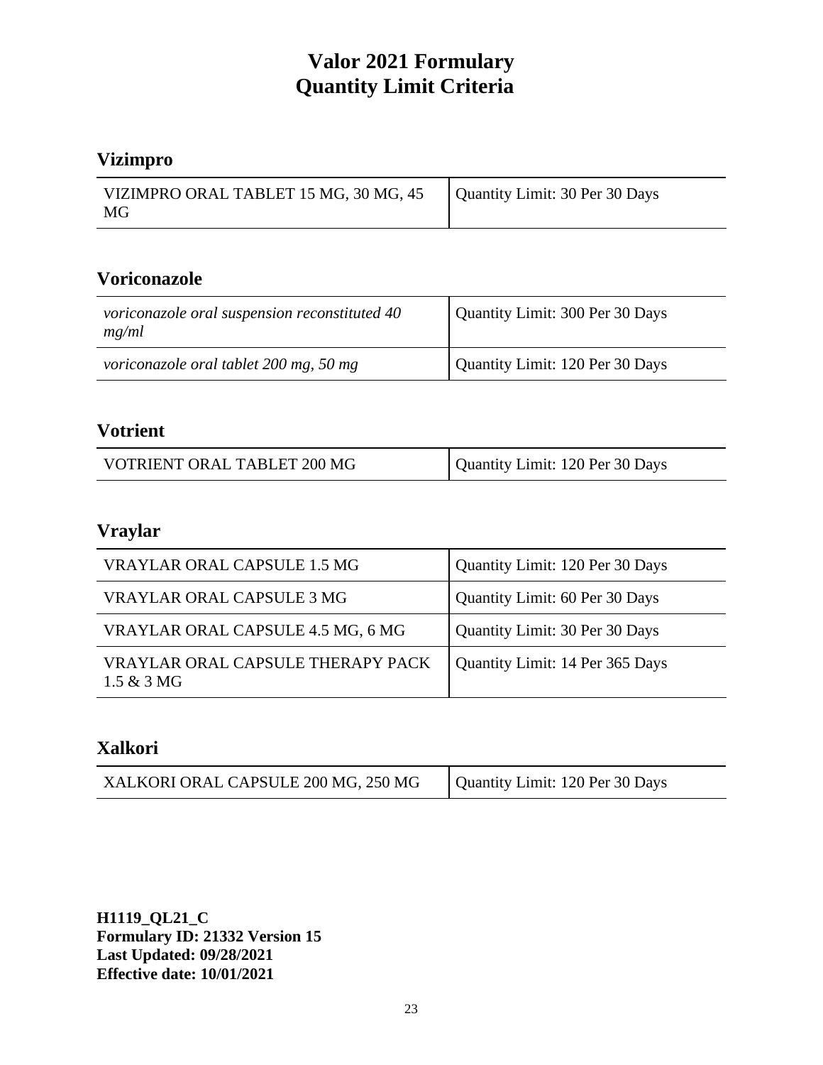# Valor 2021 Formulary
# Quantity Limit Criteria

## Vizimpro

| | |
|---|---|
| VIZIMPRO ORAL TABLET 15 MG, 30 MG, 45 MG | Quantity Limit: 30 Per 30 Days |

## Voriconazole

| | |
|---|---|
| *voriconazole oral suspension reconstituted 40 mg/ml* | Quantity Limit: 300 Per 30 Days |
| *voriconazole oral tablet 200 mg, 50 mg* | Quantity Limit: 120 Per 30 Days |

## Votrient

| | |
|---|---|
| VOTRIENT ORAL TABLET 200 MG | Quantity Limit: 120 Per 30 Days |

## Vraylar

| | |
|---|---|
| VRAYLAR ORAL CAPSULE 1.5 MG | Quantity Limit: 120 Per 30 Days |
| VRAYLAR ORAL CAPSULE 3 MG | Quantity Limit: 60 Per 30 Days |
| VRAYLAR ORAL CAPSULE 4.5 MG, 6 MG | Quantity Limit: 30 Per 30 Days |
| VRAYLAR ORAL CAPSULE THERAPY PACK 1.5 & 3 MG | Quantity Limit: 14 Per 365 Days |

## Xalkori

| | |
|---|---|
| XALKORI ORAL CAPSULE 200 MG, 250 MG | Quantity Limit: 120 Per 30 Days |

**H1119_QL21_C**
**Formulary ID: 21332 Version 15**
**Last Updated: 09/28/2021**
**Effective date: 10/01/2021**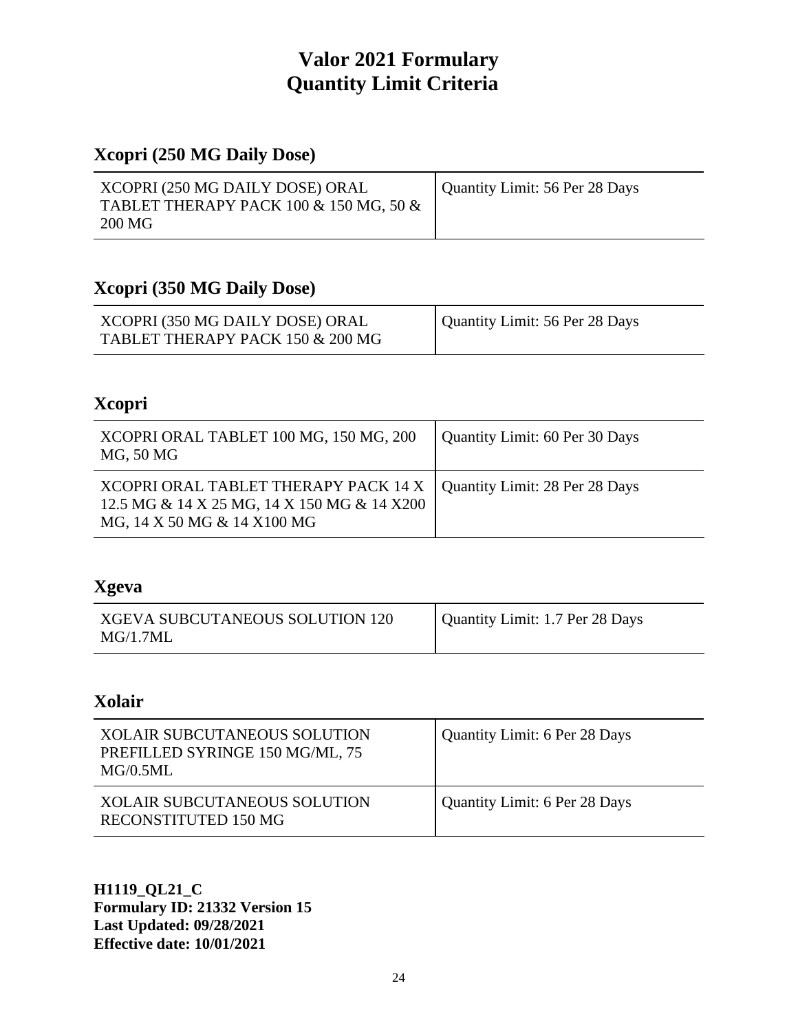# Valor 2021 Formulary
# Quantity Limit Criteria

## Xcopri (250 MG Daily Dose)

| | |
|---|---|
| XCOPRI (250 MG DAILY DOSE) ORAL TABLET THERAPY PACK 100 & 150 MG, 50 & 200 MG | Quantity Limit: 56 Per 28 Days |

## Xcopri (350 MG Daily Dose)

| | |
|---|---|
| XCOPRI (350 MG DAILY DOSE) ORAL TABLET THERAPY PACK 150 & 200 MG | Quantity Limit: 56 Per 28 Days |

## Xcopri

| | |
|---|---|
| XCOPRI ORAL TABLET 100 MG, 150 MG, 200 MG, 50 MG | Quantity Limit: 60 Per 30 Days |
| XCOPRI ORAL TABLET THERAPY PACK 14 X 12.5 MG & 14 X 25 MG, 14 X 150 MG & 14 X200 MG, 14 X 50 MG & 14 X100 MG | Quantity Limit: 28 Per 28 Days |

## Xgeva

| | |
|---|---|
| XGEVA SUBCUTANEOUS SOLUTION 120 MG/1.7ML | Quantity Limit: 1.7 Per 28 Days |

## Xolair

| | |
|---|---|
| XOLAIR SUBCUTANEOUS SOLUTION PREFILLED SYRINGE 150 MG/ML, 75 MG/0.5ML | Quantity Limit: 6 Per 28 Days |
| XOLAIR SUBCUTANEOUS SOLUTION RECONSTITUTED 150 MG | Quantity Limit: 6 Per 28 Days |

**H1119_QL21_C**
**Formulary ID: 21332 Version 15**
**Last Updated: 09/28/2021**
**Effective date: 10/01/2021**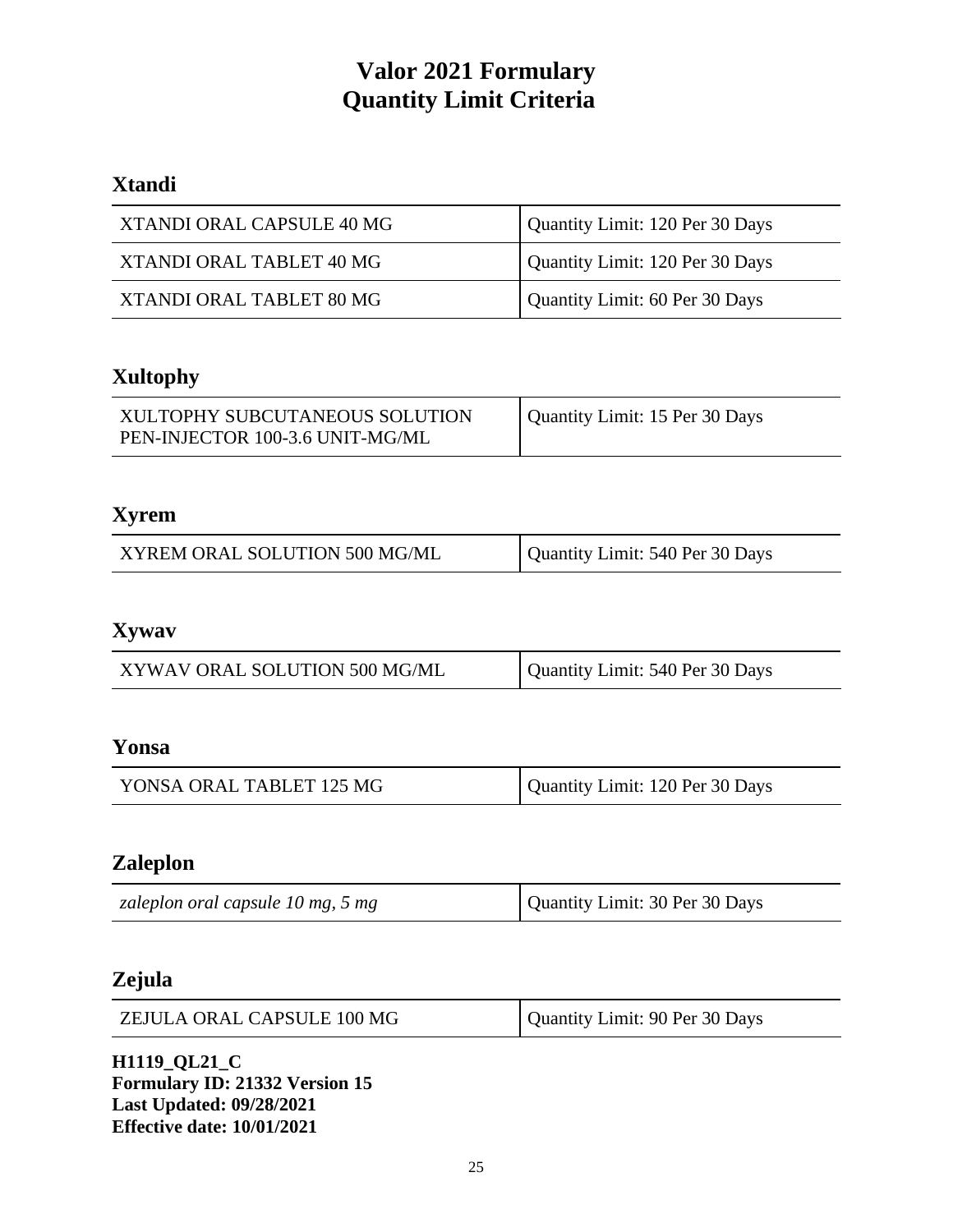# Valor 2021 Formulary
# Quantity Limit Criteria

## Xtandi

| | |
|---|---|
| XTANDI ORAL CAPSULE 40 MG | Quantity Limit: 120 Per 30 Days |
| XTANDI ORAL TABLET 40 MG | Quantity Limit: 120 Per 30 Days |
| XTANDI ORAL TABLET 80 MG | Quantity Limit: 60 Per 30 Days |

## Xultophy

| | |
|---|---|
| XULTOPHY SUBCUTANEOUS SOLUTION PEN-INJECTOR 100-3.6 UNIT-MG/ML | Quantity Limit: 15 Per 30 Days |

## Xyrem

| | |
|---|---|
| XYREM ORAL SOLUTION 500 MG/ML | Quantity Limit: 540 Per 30 Days |

## Xywav

| | |
|---|---|
| XYWAV ORAL SOLUTION 500 MG/ML | Quantity Limit: 540 Per 30 Days |

## Yonsa

| | |
|---|---|
| YONSA ORAL TABLET 125 MG | Quantity Limit: 120 Per 30 Days |

## Zaleplon

| | |
|---|---|
| *zaleplon oral capsule 10 mg, 5 mg* | Quantity Limit: 30 Per 30 Days |

## Zejula

| | |
|---|---|
| ZEJULA ORAL CAPSULE 100 MG | Quantity Limit: 90 Per 30 Days |

**H1119_QL21_C**
**Formulary ID: 21332 Version 15**
**Last Updated: 09/28/2021**
**Effective date: 10/01/2021**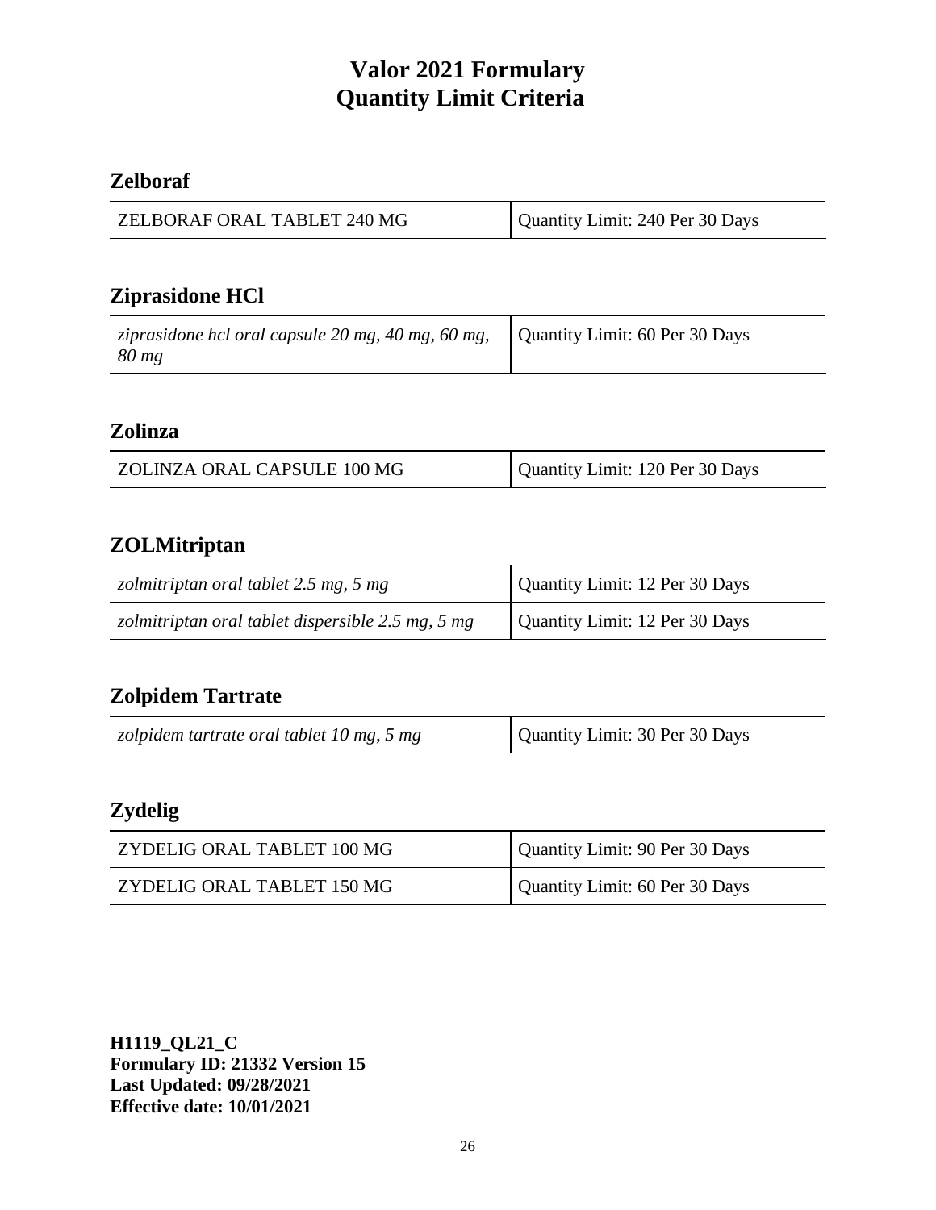# Valor 2021 Formulary
# Quantity Limit Criteria

## Zelboraf

| ZELBORAF ORAL TABLET 240 MG | Quantity Limit: 240 Per 30 Days |
|---|---|

## Ziprasidone HCl

| *ziprasidone hcl oral capsule 20 mg, 40 mg, 60 mg, 80 mg* | Quantity Limit: 60 Per 30 Days |
|---|---|

## Zolinza

| ZOLINZA ORAL CAPSULE 100 MG | Quantity Limit: 120 Per 30 Days |
|---|---|

## ZOLMitriptan

| *zolmitriptan oral tablet 2.5 mg, 5 mg* | Quantity Limit: 12 Per 30 Days |
|---|---|
| *zolmitriptan oral tablet dispersible 2.5 mg, 5 mg* | Quantity Limit: 12 Per 30 Days |

## Zolpidem Tartrate

| *zolpidem tartrate oral tablet 10 mg, 5 mg* | Quantity Limit: 30 Per 30 Days |
|---|---|

## Zydelig

| ZYDELIG ORAL TABLET 100 MG | Quantity Limit: 90 Per 30 Days |
|---|---|
| ZYDELIG ORAL TABLET 150 MG | Quantity Limit: 60 Per 30 Days |

**H1119_QL21_C**
**Formulary ID: 21332 Version 15**
**Last Updated: 09/28/2021**
**Effective date: 10/01/2021**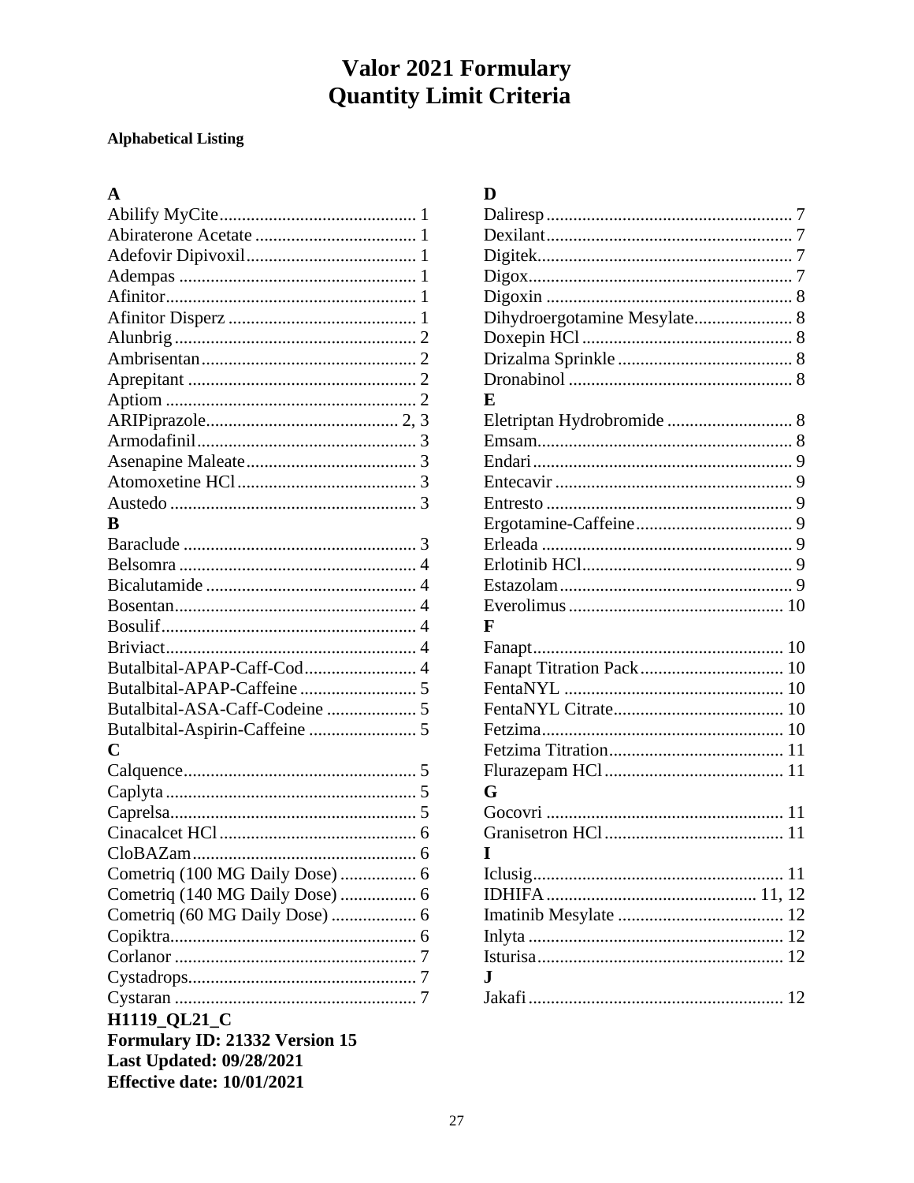# Valor 2021 Formulary
# Quantity Limit Criteria

**Alphabetical Listing**

**A**

Abilify MyCite ........................................... 1
Abiraterone Acetate .................................... 1
Adefovir Dipivoxil ...................................... 1
Adempas .................................................... 1
Afinitor ....................................................... 1
Afinitor Disperz .......................................... 1
Alunbrig ...................................................... 2
Ambrisentan ................................................ 2
Aprepitant ................................................... 2
Aptiom ........................................................ 2
ARIPiprazole ........................................... 2, 3
Armodafinil ................................................. 3
Asenapine Maleate ...................................... 3
Atomoxetine HCl ........................................ 3
Austedo ....................................................... 3

**B**

Baraclude .................................................... 3
Belsomra ..................................................... 4
Bicalutamide ............................................... 4
Bosentan ...................................................... 4
Bosulif ......................................................... 4
Briviact ........................................................ 4
Butalbital-APAP-Caff-Cod ......................... 4
Butalbital-APAP-Caffeine .......................... 5
Butalbital-ASA-Caff-Codeine .................... 5
Butalbital-Aspirin-Caffeine ........................ 5

**C**

Calquence .................................................... 5
Caplyta ........................................................ 5
Caprelsa ....................................................... 5
Cinacalcet HCl ............................................ 6
CloBAZam .................................................. 6
Cometriq (100 MG Daily Dose) ................. 6
Cometriq (140 MG Daily Dose) ................. 6
Cometriq (60 MG Daily Dose) ................... 6
Copiktra ....................................................... 6
Corlanor ...................................................... 7
Cystadrops ................................................... 7
Cystaran ...................................................... 7

**D**

Daliresp ....................................................... 7
Dexilant ....................................................... 7
Digitek ......................................................... 7
Digox ........................................................... 7
Digoxin ....................................................... 8
Dihydroergotamine Mesylate ...................... 8
Doxepin HCl ............................................... 8
Drizalma Sprinkle ....................................... 8
Dronabinol .................................................. 8

**E**

Eletriptan Hydrobromide ............................ 8
Emsam ......................................................... 8
Endari .......................................................... 9
Entecavir ..................................................... 9
Entresto ....................................................... 9
Ergotamine-Caffeine ................................... 9
Erleada ........................................................ 9
Erlotinib HCl ............................................... 9
Estazolam .................................................... 9
Everolimus ................................................ 10

**F**

Fanapt ........................................................ 10
Fanapt Titration Pack ................................ 10
FentaNYL ................................................. 10
FentaNYL Citrate ...................................... 10
Fetzima ...................................................... 10
Fetzima Titration ....................................... 11
Flurazepam HCl ........................................ 11

**G**

Gocovri ..................................................... 11
Granisetron HCl ........................................ 11

**I**

Iclusig ........................................................ 11
IDHIFA ............................................... 11, 12
Imatinib Mesylate ..................................... 12
Inlyta ......................................................... 12
Isturisa ....................................................... 12

**J**

Jakafi ......................................................... 12

**H1119_QL21_C**
**Formulary ID: 21332 Version 15**
**Last Updated: 09/28/2021**
**Effective date: 10/01/2021**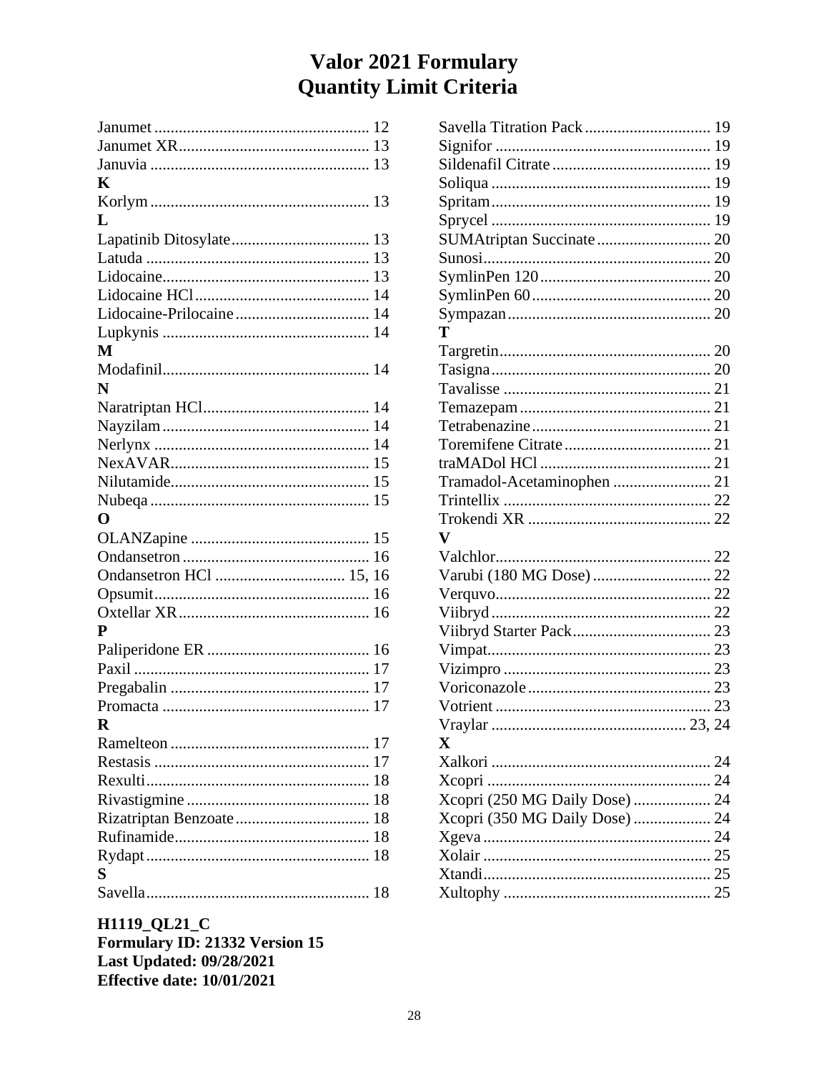# Valor 2021 Formulary
# Quantity Limit Criteria

Janumet ....................................................... 12
Janumet XR............................................... 13
Januvia ...................................................... 13
**K**
Korlym ...................................................... 13
**L**
Lapatinib Ditosylate.................................. 13
Latuda ....................................................... 13
Lidocaine................................................... 13
Lidocaine HCl........................................... 14
Lidocaine-Prilocaine ................................. 14
Lupkynis ................................................... 14
**M**
Modafinil................................................... 14
**N**
Naratriptan HCl......................................... 14
Nayzilam ................................................... 14
Nerlynx ..................................................... 14
NexAVAR................................................. 15
Nilutamide................................................. 15
Nubeqa ...................................................... 15
**O**
OLANZapine ............................................ 15
Ondansetron .............................................. 16
Ondansetron HCl ................................ 15, 16
Opsumit..................................................... 16
Oxtellar XR............................................... 16
**P**
Paliperidone ER ........................................ 16
Paxil .......................................................... 17
Pregabalin ................................................. 17
Promacta ................................................... 17
**R**
Ramelteon ................................................. 17
Restasis ..................................................... 17
Rexulti....................................................... 18
Rivastigmine ............................................. 18
Rizatriptan Benzoate................................. 18
Rufinamide................................................ 18
Rydapt....................................................... 18
**S**
Savella....................................................... 18
Savella Titration Pack ............................... 19
Signifor ..................................................... 19
Sildenafil Citrate ....................................... 19
Soliqua ...................................................... 19
Spritam...................................................... 19
Sprycel ...................................................... 19
SUMAtriptan Succinate ............................ 20
Sunosi........................................................ 20
SymlinPen 120 .......................................... 20
SymlinPen 60 ............................................ 20
Sympazan .................................................. 20
**T**
Targretin.................................................... 20
Tasigna ...................................................... 20
Tavalisse ................................................... 21
Temazepam ............................................... 21
Tetrabenazine ............................................ 21
Toremifene Citrate .................................... 21
traMADol HCl .......................................... 21
Tramadol-Acetaminophen ........................ 21
Trintellix ................................................... 22
Trokendi XR ............................................. 22
**V**
Valchlor..................................................... 22
Varubi (180 MG Dose) ............................. 22
Verquvo..................................................... 22
Viibryd ...................................................... 22
Viibryd Starter Pack.................................. 23
Vimpat....................................................... 23
Vizimpro ................................................... 23
Voriconazole ............................................. 23
Votrient ..................................................... 23
Vraylar ................................................ 23, 24
**X**
Xalkori ...................................................... 24
Xcopri ....................................................... 24
Xcopri (250 MG Daily Dose) ................... 24
Xcopri (350 MG Daily Dose) ................... 24
Xgeva ........................................................ 24
Xolair ........................................................ 25
Xtandi........................................................ 25
Xultophy ................................................... 25

**H1119_QL21_C**
**Formulary ID: 21332 Version 15**
**Last Updated: 09/28/2021**
**Effective date: 10/01/2021**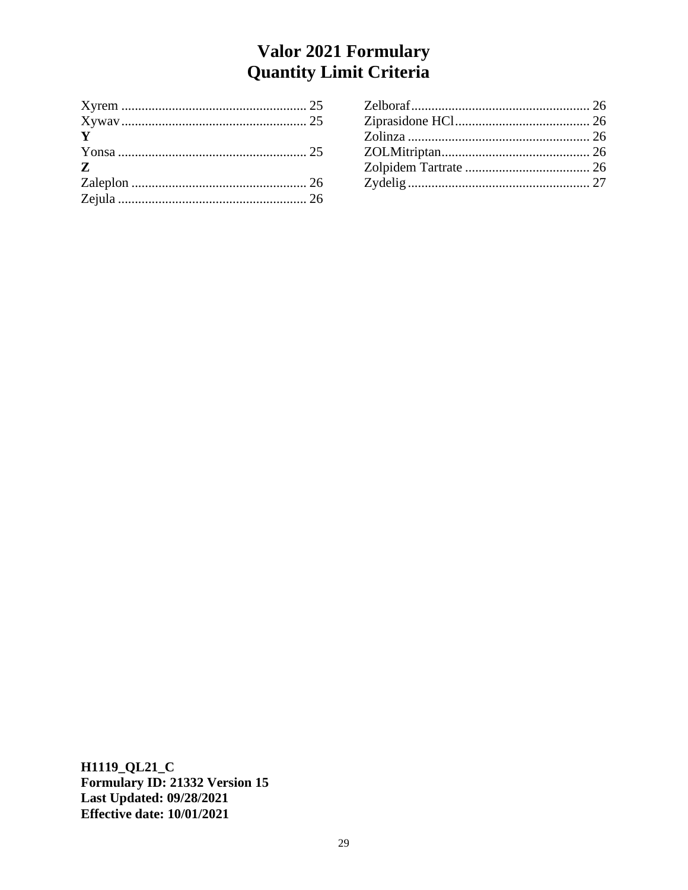# Valor 2021 Formulary
# Quantity Limit Criteria

Xyrem ...................................................... 25
Xywav ...................................................... 25
**Y**
Yonsa ...................................................... 25
**Z**
Zaleplon ...................................................... 26
Zejula ...................................................... 26
Zelboraf ...................................................... 26
Ziprasidone HCl ...................................................... 26
Zolinza ...................................................... 26
ZOLMitriptan ...................................................... 26
Zolpidem Tartrate ...................................................... 26
Zydelig ...................................................... 27

**H1119_QL21_C**
**Formulary ID: 21332 Version 15**
**Last Updated: 09/28/2021**
**Effective date: 10/01/2021**